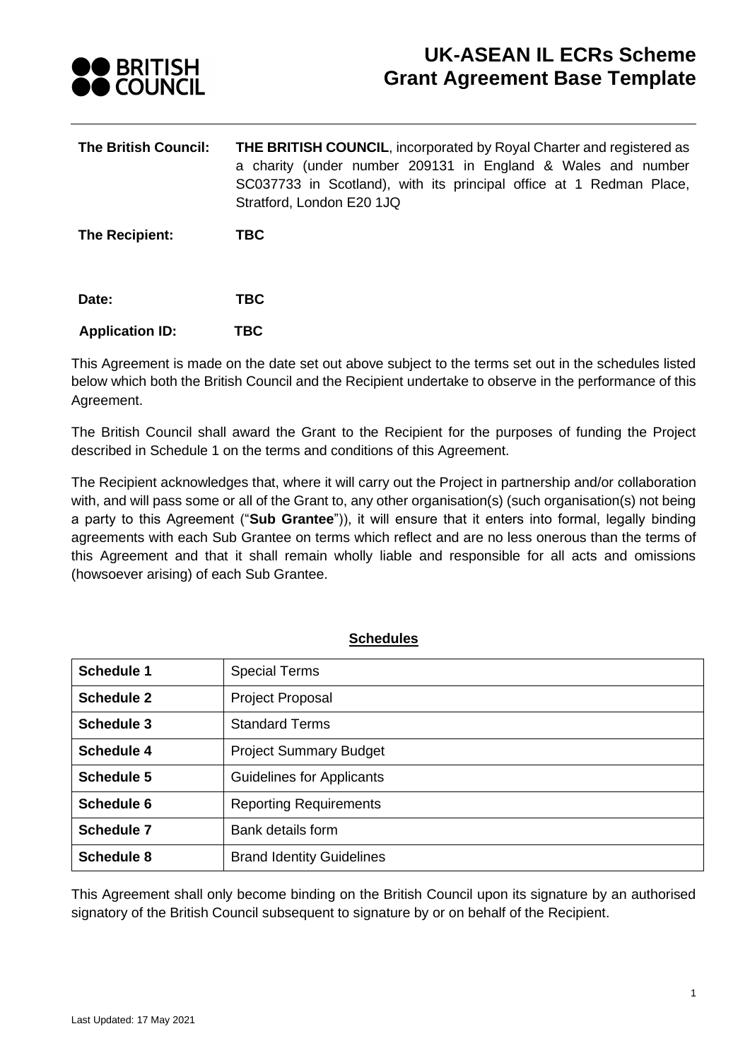# UK-ASEAN IL ECRs Scheme Grant Agreement Base Template

**The British Council:** **THE BRITISH COUNCIL**, incorporated by Royal Charter and registered as a charity (under number 209131 in England & Wales and number SC037733 in Scotland), with its principal office at 1 Redman Place, Stratford, London E20 1JQ

**The Recipient:** **TBC**

**Date:** **TBC**

**Application ID:** **TBC**

This Agreement is made on the date set out above subject to the terms set out in the schedules listed below which both the British Council and the Recipient undertake to observe in the performance of this Agreement.

The British Council shall award the Grant to the Recipient for the purposes of funding the Project described in Schedule 1 on the terms and conditions of this Agreement.

The Recipient acknowledges that, where it will carry out the Project in partnership and/or collaboration with, and will pass some or all of the Grant to, any other organisation(s) (such organisation(s) not being a party to this Agreement ("**Sub Grantee**")), it will ensure that it enters into formal, legally binding agreements with each Sub Grantee on terms which reflect and are no less onerous than the terms of this Agreement and that it shall remain wholly liable and responsible for all acts and omissions (howsoever arising) of each Sub Grantee.

**Schedules**

| | |
|---|---|
| **Schedule 1** | Special Terms |
| **Schedule 2** | Project Proposal |
| **Schedule 3** | Standard Terms |
| **Schedule 4** | Project Summary Budget |
| **Schedule 5** | Guidelines for Applicants |
| **Schedule 6** | Reporting Requirements |
| **Schedule 7** | Bank details form |
| **Schedule 8** | Brand Identity Guidelines |

This Agreement shall only become binding on the British Council upon its signature by an authorised signatory of the British Council subsequent to signature by or on behalf of the Recipient.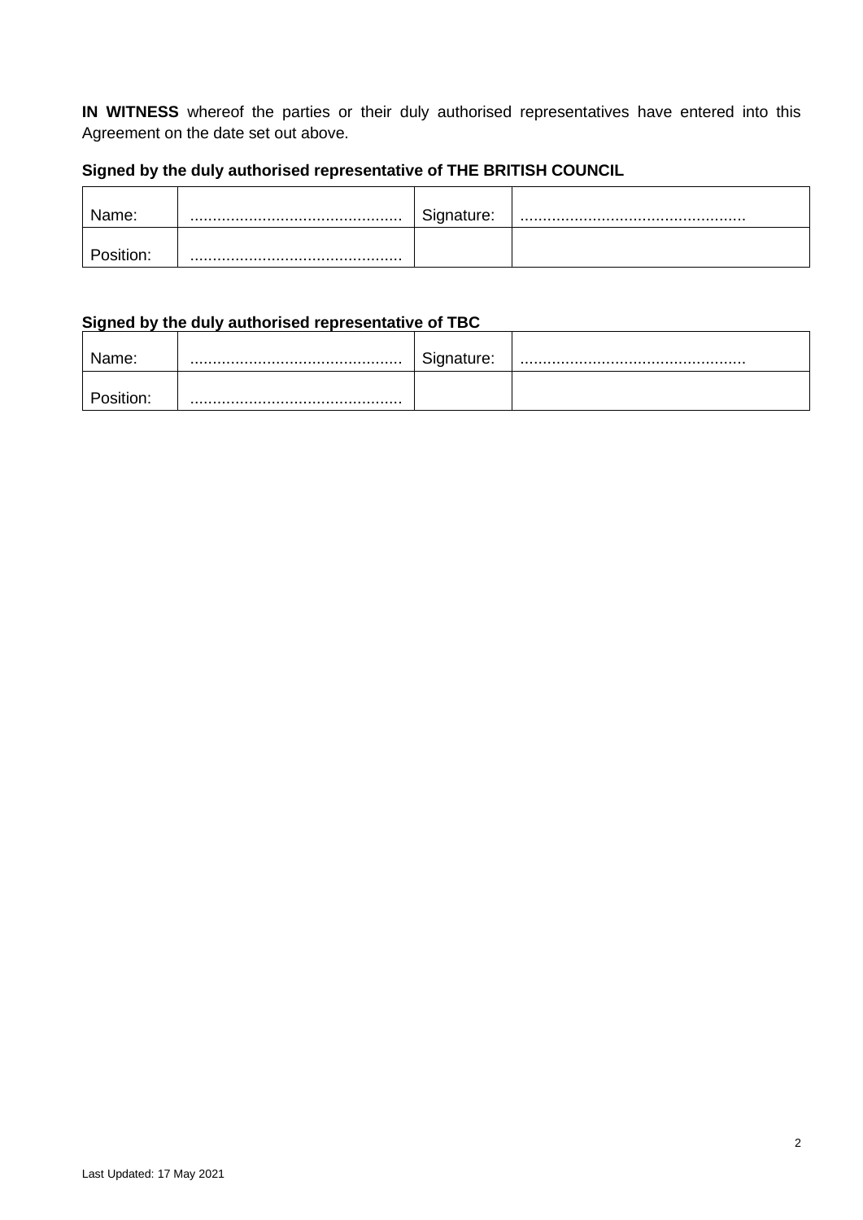**IN WITNESS** whereof the parties or their duly authorised representatives have entered into this Agreement on the date set out above.

**Signed by the duly authorised representative of THE BRITISH COUNCIL**

| Name: | ............................................... | Signature: | ................................................. |
|---|---|---|---|
| Position: | ............................................... | | |

**Signed by the duly authorised representative of TBC**

| Name: | ............................................... | Signature: | ................................................. |
|---|---|---|---|
| Position: | ............................................... | | |

Last Updated: 17 May 2021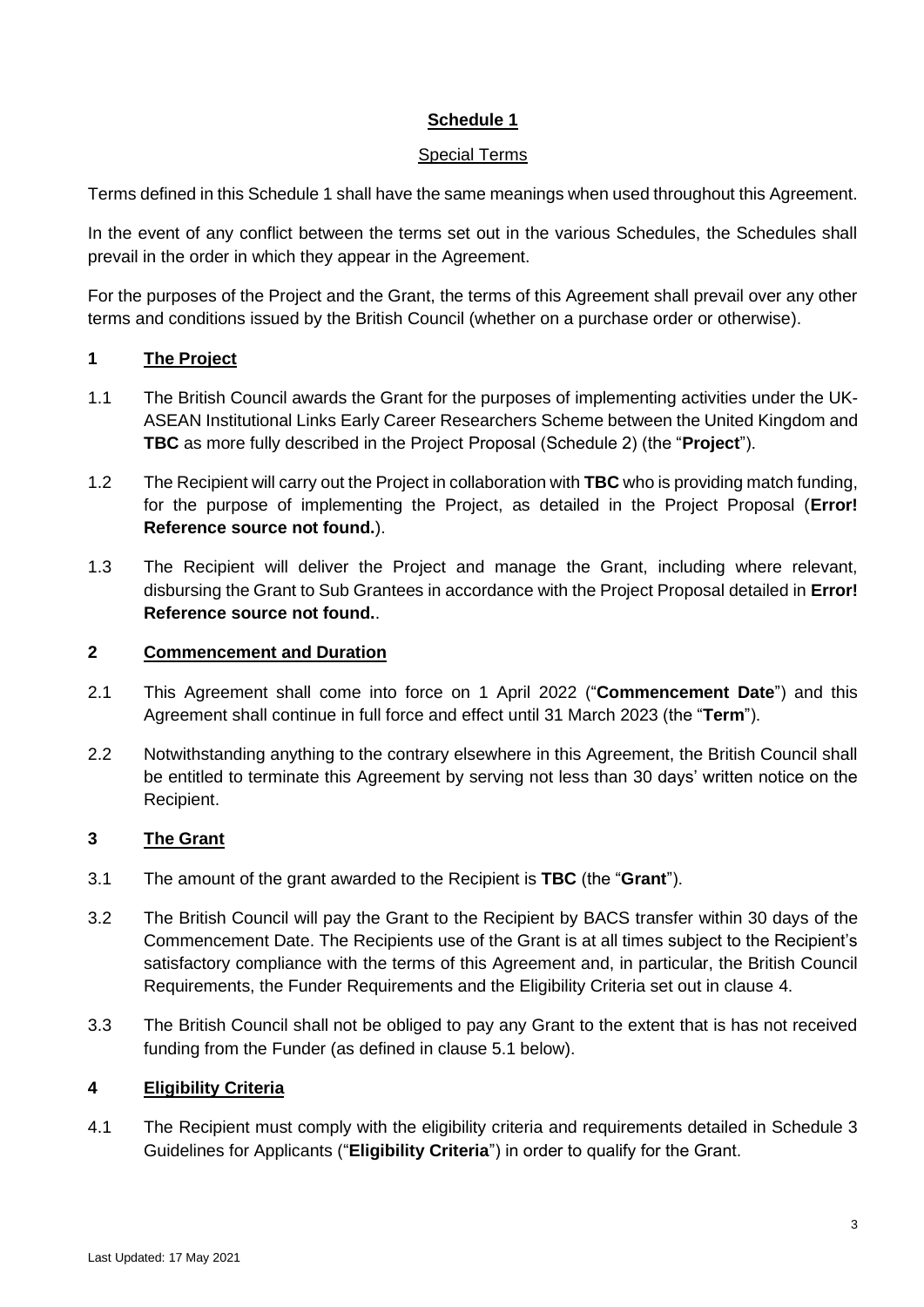**Schedule 1**

Special Terms

Terms defined in this Schedule 1 shall have the same meanings when used throughout this Agreement.

In the event of any conflict between the terms set out in the various Schedules, the Schedules shall prevail in the order in which they appear in the Agreement.

For the purposes of the Project and the Grant, the terms of this Agreement shall prevail over any other terms and conditions issued by the British Council (whether on a purchase order or otherwise).

**1 The Project**

1.1 The British Council awards the Grant for the purposes of implementing activities under the UK-ASEAN Institutional Links Early Career Researchers Scheme between the United Kingdom and **TBC** as more fully described in the Project Proposal (Schedule 2) (the "**Project**").

1.2 The Recipient will carry out the Project in collaboration with **TBC** who is providing match funding, for the purpose of implementing the Project, as detailed in the Project Proposal (**Error! Reference source not found.**).

1.3 The Recipient will deliver the Project and manage the Grant, including where relevant, disbursing the Grant to Sub Grantees in accordance with the Project Proposal detailed in **Error! Reference source not found.**.

**2 Commencement and Duration**

2.1 This Agreement shall come into force on 1 April 2022 ("**Commencement Date**") and this Agreement shall continue in full force and effect until 31 March 2023 (the "**Term**").

2.2 Notwithstanding anything to the contrary elsewhere in this Agreement, the British Council shall be entitled to terminate this Agreement by serving not less than 30 days' written notice on the Recipient.

**3 The Grant**

3.1 The amount of the grant awarded to the Recipient is **TBC** (the "**Grant**").

3.2 The British Council will pay the Grant to the Recipient by BACS transfer within 30 days of the Commencement Date. The Recipients use of the Grant is at all times subject to the Recipient's satisfactory compliance with the terms of this Agreement and, in particular, the British Council Requirements, the Funder Requirements and the Eligibility Criteria set out in clause 4.

3.3 The British Council shall not be obliged to pay any Grant to the extent that is has not received funding from the Funder (as defined in clause 5.1 below).

**4 Eligibility Criteria**

4.1 The Recipient must comply with the eligibility criteria and requirements detailed in Schedule 3 Guidelines for Applicants ("**Eligibility Criteria**") in order to qualify for the Grant.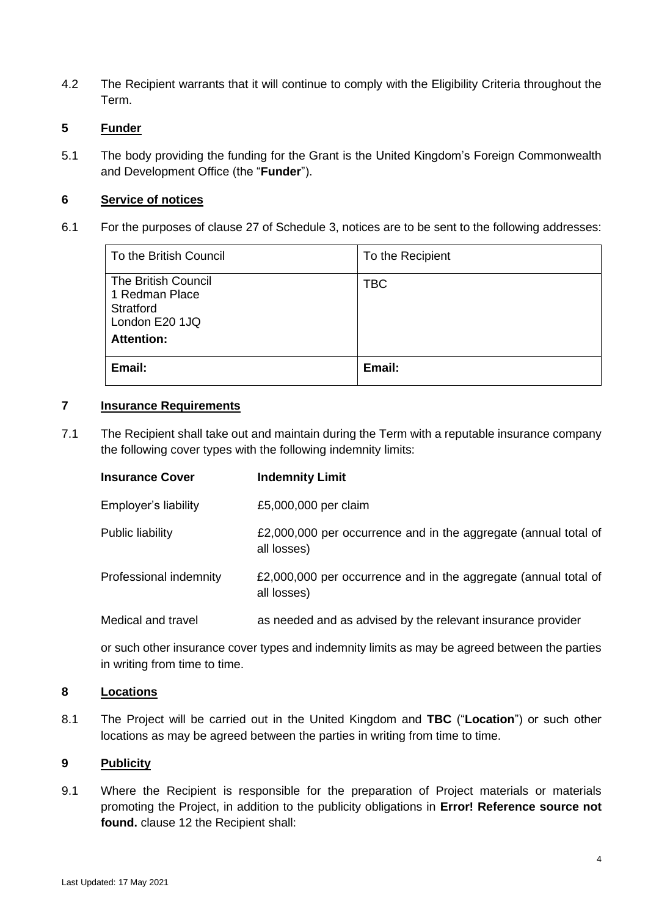4.2 The Recipient warrants that it will continue to comply with the Eligibility Criteria throughout the Term.

## 5 Funder

5.1 The body providing the funding for the Grant is the United Kingdom's Foreign Commonwealth and Development Office (the "**Funder**").

## 6 Service of notices

6.1 For the purposes of clause 27 of Schedule 3, notices are to be sent to the following addresses:

| To the British Council | To the Recipient |
|---|---|
| The British Council<br>1 Redman Place<br>Stratford<br>London E20 1JQ<br>**Attention:** | TBC |
| **Email:** | **Email:** |

## 7 Insurance Requirements

7.1 The Recipient shall take out and maintain during the Term with a reputable insurance company the following cover types with the following indemnity limits:

| **Insurance Cover** | **Indemnity Limit** |
|---|---|
| Employer's liability | £5,000,000 per claim |
| Public liability | £2,000,000 per occurrence and in the aggregate (annual total of all losses) |
| Professional indemnity | £2,000,000 per occurrence and in the aggregate (annual total of all losses) |
| Medical and travel | as needed and as advised by the relevant insurance provider |

or such other insurance cover types and indemnity limits as may be agreed between the parties in writing from time to time.

## 8 Locations

8.1 The Project will be carried out in the United Kingdom and **TBC** ("**Location**") or such other locations as may be agreed between the parties in writing from time to time.

## 9 Publicity

9.1 Where the Recipient is responsible for the preparation of Project materials or materials promoting the Project, in addition to the publicity obligations in **Error! Reference source not found.** clause 12 the Recipient shall: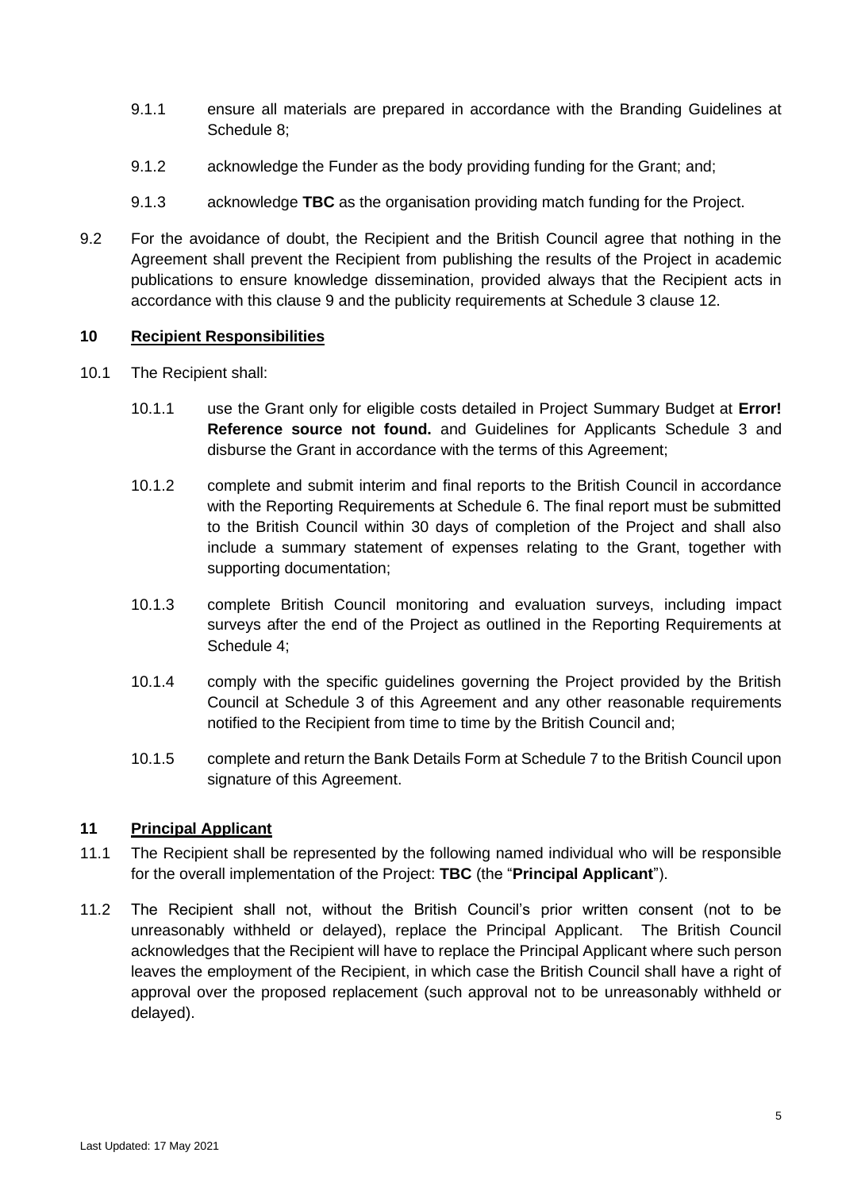9.1.1 ensure all materials are prepared in accordance with the Branding Guidelines at Schedule 8;

9.1.2 acknowledge the Funder as the body providing funding for the Grant; and;

9.1.3 acknowledge **TBC** as the organisation providing match funding for the Project.

9.2 For the avoidance of doubt, the Recipient and the British Council agree that nothing in the Agreement shall prevent the Recipient from publishing the results of the Project in academic publications to ensure knowledge dissemination, provided always that the Recipient acts in accordance with this clause 9 and the publicity requirements at Schedule 3 clause 12.

## 10 Recipient Responsibilities

10.1 The Recipient shall:

10.1.1 use the Grant only for eligible costs detailed in Project Summary Budget at **Error! Reference source not found.** and Guidelines for Applicants Schedule 3 and disburse the Grant in accordance with the terms of this Agreement;

10.1.2 complete and submit interim and final reports to the British Council in accordance with the Reporting Requirements at Schedule 6. The final report must be submitted to the British Council within 30 days of completion of the Project and shall also include a summary statement of expenses relating to the Grant, together with supporting documentation;

10.1.3 complete British Council monitoring and evaluation surveys, including impact surveys after the end of the Project as outlined in the Reporting Requirements at Schedule 4;

10.1.4 comply with the specific guidelines governing the Project provided by the British Council at Schedule 3 of this Agreement and any other reasonable requirements notified to the Recipient from time to time by the British Council and;

10.1.5 complete and return the Bank Details Form at Schedule 7 to the British Council upon signature of this Agreement.

## 11 Principal Applicant

11.1 The Recipient shall be represented by the following named individual who will be responsible for the overall implementation of the Project: **TBC** (the "**Principal Applicant**").

11.2 The Recipient shall not, without the British Council's prior written consent (not to be unreasonably withheld or delayed), replace the Principal Applicant. The British Council acknowledges that the Recipient will have to replace the Principal Applicant where such person leaves the employment of the Recipient, in which case the British Council shall have a right of approval over the proposed replacement (such approval not to be unreasonably withheld or delayed).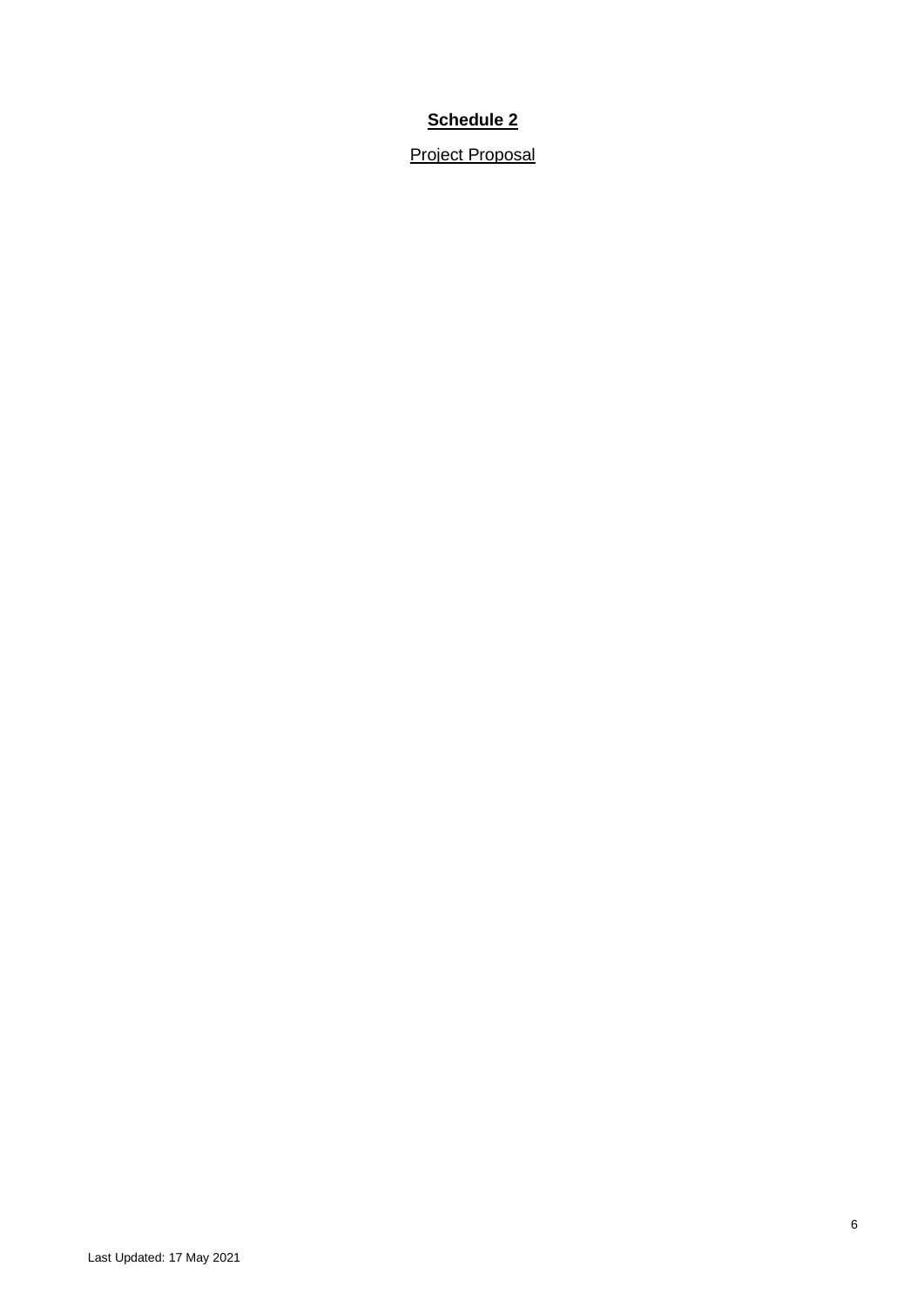# **Schedule 2**

Project Proposal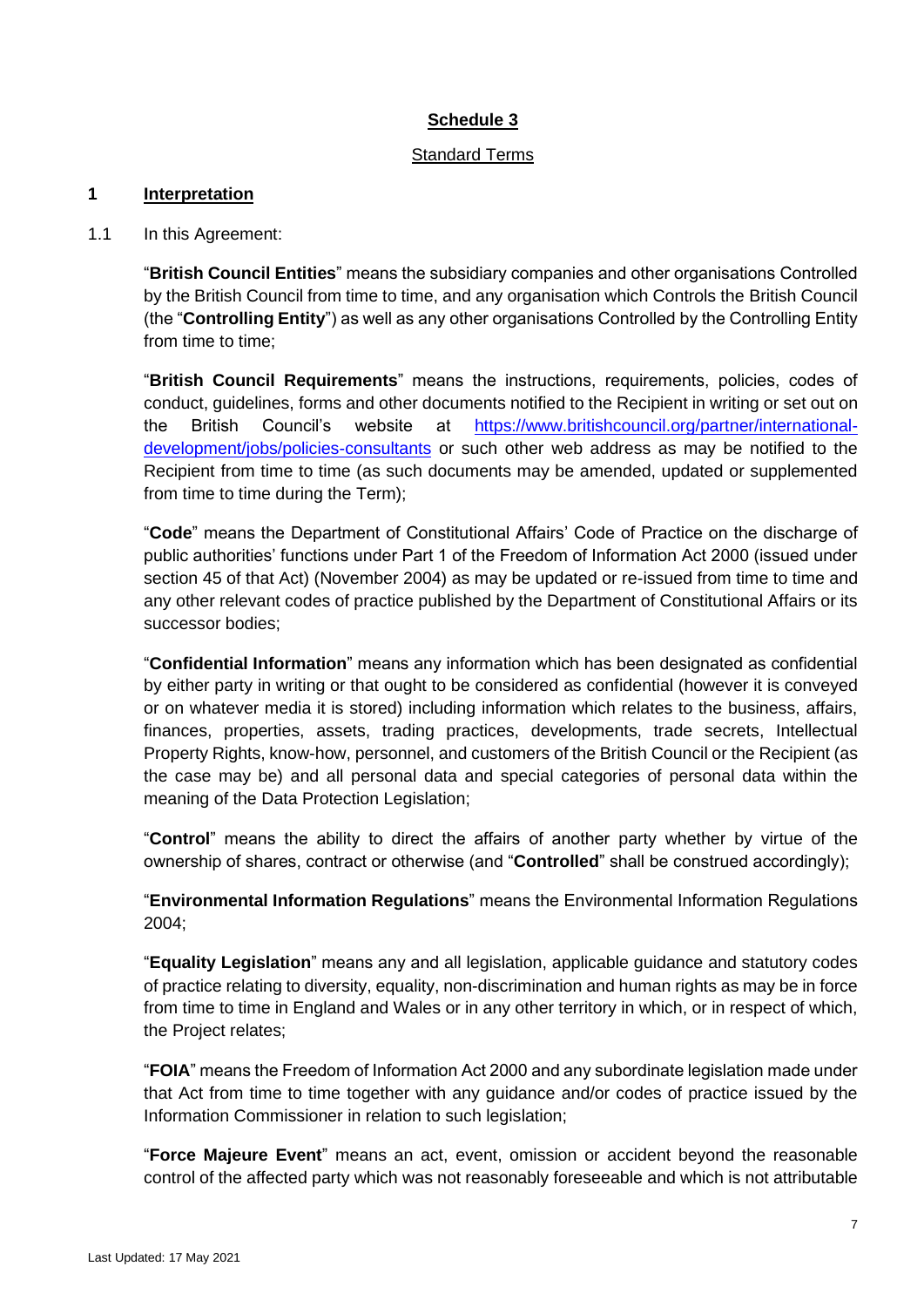## Schedule 3

Standard Terms

### 1 Interpretation

1.1 In this Agreement:

"**British Council Entities**" means the subsidiary companies and other organisations Controlled by the British Council from time to time, and any organisation which Controls the British Council (the "**Controlling Entity**") as well as any other organisations Controlled by the Controlling Entity from time to time;

"**British Council Requirements**" means the instructions, requirements, policies, codes of conduct, guidelines, forms and other documents notified to the Recipient in writing or set out on the British Council's website at https://www.britishcouncil.org/partner/international-development/jobs/policies-consultants or such other web address as may be notified to the Recipient from time to time (as such documents may be amended, updated or supplemented from time to time during the Term);

"**Code**" means the Department of Constitutional Affairs' Code of Practice on the discharge of public authorities' functions under Part 1 of the Freedom of Information Act 2000 (issued under section 45 of that Act) (November 2004) as may be updated or re-issued from time to time and any other relevant codes of practice published by the Department of Constitutional Affairs or its successor bodies;

"**Confidential Information**" means any information which has been designated as confidential by either party in writing or that ought to be considered as confidential (however it is conveyed or on whatever media it is stored) including information which relates to the business, affairs, finances, properties, assets, trading practices, developments, trade secrets, Intellectual Property Rights, know-how, personnel, and customers of the British Council or the Recipient (as the case may be) and all personal data and special categories of personal data within the meaning of the Data Protection Legislation;

"**Control**" means the ability to direct the affairs of another party whether by virtue of the ownership of shares, contract or otherwise (and "**Controlled**" shall be construed accordingly);

"**Environmental Information Regulations**" means the Environmental Information Regulations 2004;

"**Equality Legislation**" means any and all legislation, applicable guidance and statutory codes of practice relating to diversity, equality, non-discrimination and human rights as may be in force from time to time in England and Wales or in any other territory in which, or in respect of which, the Project relates;

"**FOIA**" means the Freedom of Information Act 2000 and any subordinate legislation made under that Act from time to time together with any guidance and/or codes of practice issued by the Information Commissioner in relation to such legislation;

"**Force Majeure Event**" means an act, event, omission or accident beyond the reasonable control of the affected party which was not reasonably foreseeable and which is not attributable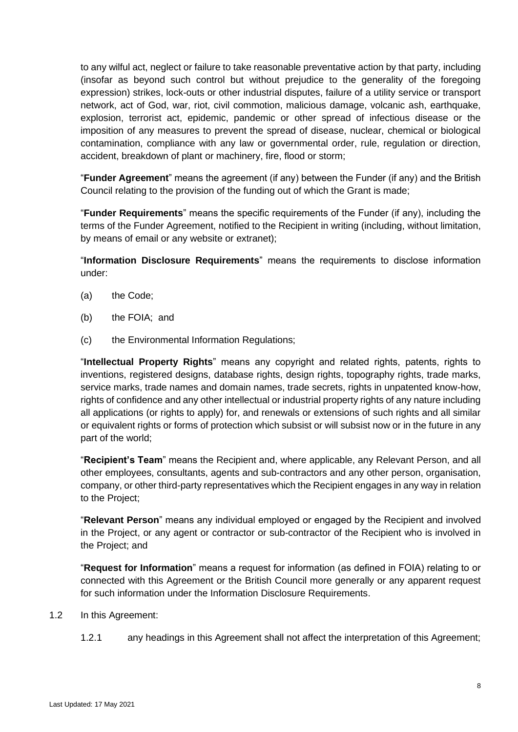to any wilful act, neglect or failure to take reasonable preventative action by that party, including (insofar as beyond such control but without prejudice to the generality of the foregoing expression) strikes, lock-outs or other industrial disputes, failure of a utility service or transport network, act of God, war, riot, civil commotion, malicious damage, volcanic ash, earthquake, explosion, terrorist act, epidemic, pandemic or other spread of infectious disease or the imposition of any measures to prevent the spread of disease, nuclear, chemical or biological contamination, compliance with any law or governmental order, rule, regulation or direction, accident, breakdown of plant or machinery, fire, flood or storm;

"**Funder Agreement**" means the agreement (if any) between the Funder (if any) and the British Council relating to the provision of the funding out of which the Grant is made;

"**Funder Requirements**" means the specific requirements of the Funder (if any), including the terms of the Funder Agreement, notified to the Recipient in writing (including, without limitation, by means of email or any website or extranet);

"**Information Disclosure Requirements**" means the requirements to disclose information under:

(a) the Code;

(b) the FOIA; and

(c) the Environmental Information Regulations;

"**Intellectual Property Rights**" means any copyright and related rights, patents, rights to inventions, registered designs, database rights, design rights, topography rights, trade marks, service marks, trade names and domain names, trade secrets, rights in unpatented know-how, rights of confidence and any other intellectual or industrial property rights of any nature including all applications (or rights to apply) for, and renewals or extensions of such rights and all similar or equivalent rights or forms of protection which subsist or will subsist now or in the future in any part of the world;

"**Recipient's Team**" means the Recipient and, where applicable, any Relevant Person, and all other employees, consultants, agents and sub-contractors and any other person, organisation, company, or other third-party representatives which the Recipient engages in any way in relation to the Project;

"**Relevant Person**" means any individual employed or engaged by the Recipient and involved in the Project, or any agent or contractor or sub-contractor of the Recipient who is involved in the Project; and

"**Request for Information**" means a request for information (as defined in FOIA) relating to or connected with this Agreement or the British Council more generally or any apparent request for such information under the Information Disclosure Requirements.

1.2 In this Agreement:

1.2.1 any headings in this Agreement shall not affect the interpretation of this Agreement;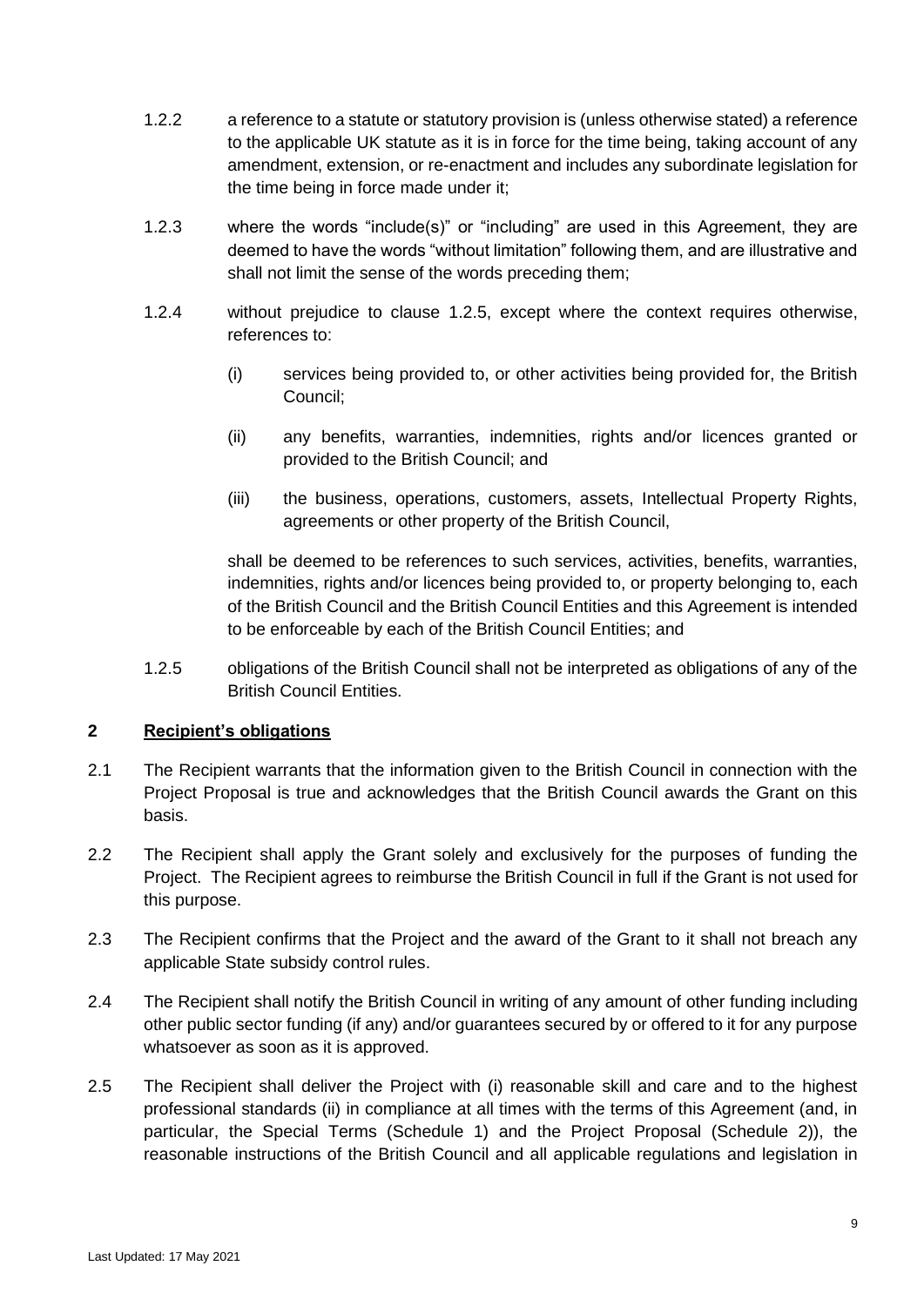1.2.2 a reference to a statute or statutory provision is (unless otherwise stated) a reference to the applicable UK statute as it is in force for the time being, taking account of any amendment, extension, or re-enactment and includes any subordinate legislation for the time being in force made under it;

1.2.3 where the words "include(s)" or "including" are used in this Agreement, they are deemed to have the words "without limitation" following them, and are illustrative and shall not limit the sense of the words preceding them;

1.2.4 without prejudice to clause 1.2.5, except where the context requires otherwise, references to:

(i) services being provided to, or other activities being provided for, the British Council;

(ii) any benefits, warranties, indemnities, rights and/or licences granted or provided to the British Council; and

(iii) the business, operations, customers, assets, Intellectual Property Rights, agreements or other property of the British Council,

shall be deemed to be references to such services, activities, benefits, warranties, indemnities, rights and/or licences being provided to, or property belonging to, each of the British Council and the British Council Entities and this Agreement is intended to be enforceable by each of the British Council Entities; and

1.2.5 obligations of the British Council shall not be interpreted as obligations of any of the British Council Entities.

## 2 Recipient's obligations

2.1 The Recipient warrants that the information given to the British Council in connection with the Project Proposal is true and acknowledges that the British Council awards the Grant on this basis.

2.2 The Recipient shall apply the Grant solely and exclusively for the purposes of funding the Project. The Recipient agrees to reimburse the British Council in full if the Grant is not used for this purpose.

2.3 The Recipient confirms that the Project and the award of the Grant to it shall not breach any applicable State subsidy control rules.

2.4 The Recipient shall notify the British Council in writing of any amount of other funding including other public sector funding (if any) and/or guarantees secured by or offered to it for any purpose whatsoever as soon as it is approved.

2.5 The Recipient shall deliver the Project with (i) reasonable skill and care and to the highest professional standards (ii) in compliance at all times with the terms of this Agreement (and, in particular, the Special Terms (Schedule 1) and the Project Proposal (Schedule 2)), the reasonable instructions of the British Council and all applicable regulations and legislation in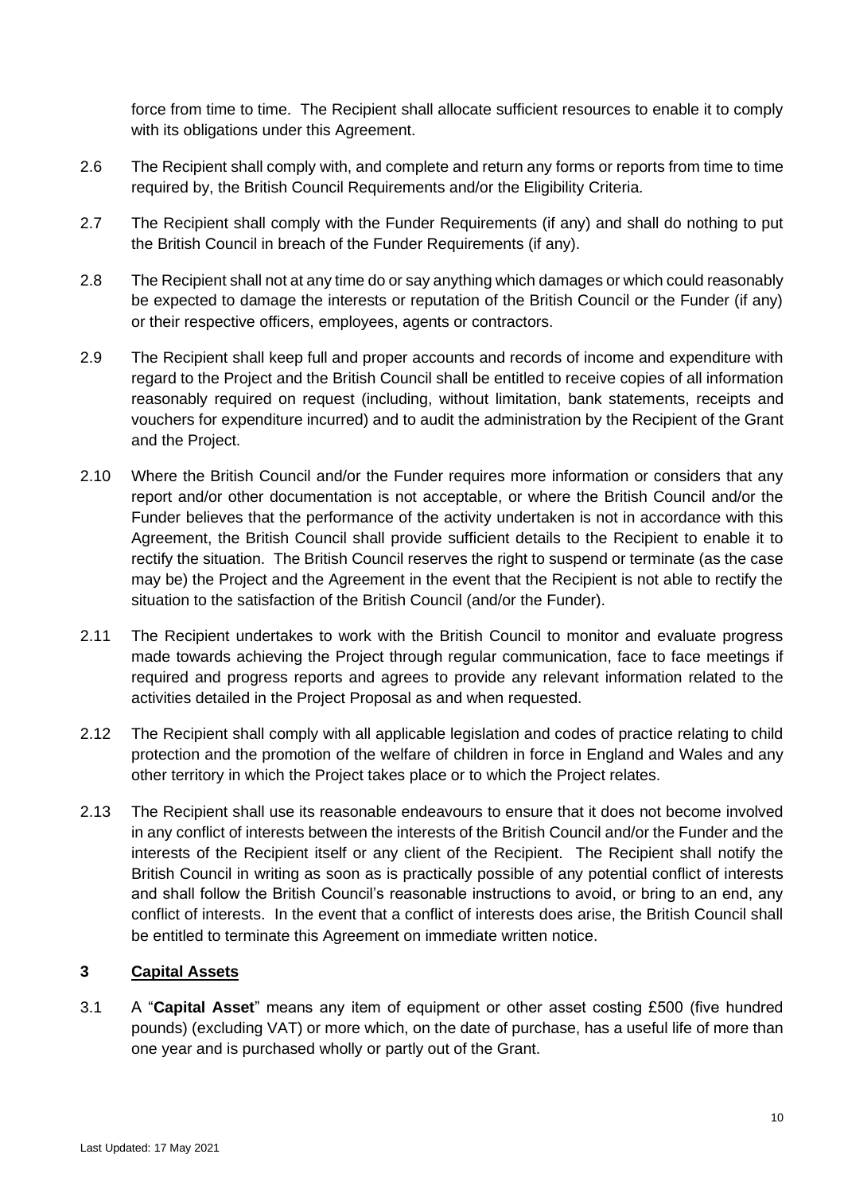force from time to time. The Recipient shall allocate sufficient resources to enable it to comply with its obligations under this Agreement.

2.6 The Recipient shall comply with, and complete and return any forms or reports from time to time required by, the British Council Requirements and/or the Eligibility Criteria.

2.7 The Recipient shall comply with the Funder Requirements (if any) and shall do nothing to put the British Council in breach of the Funder Requirements (if any).

2.8 The Recipient shall not at any time do or say anything which damages or which could reasonably be expected to damage the interests or reputation of the British Council or the Funder (if any) or their respective officers, employees, agents or contractors.

2.9 The Recipient shall keep full and proper accounts and records of income and expenditure with regard to the Project and the British Council shall be entitled to receive copies of all information reasonably required on request (including, without limitation, bank statements, receipts and vouchers for expenditure incurred) and to audit the administration by the Recipient of the Grant and the Project.

2.10 Where the British Council and/or the Funder requires more information or considers that any report and/or other documentation is not acceptable, or where the British Council and/or the Funder believes that the performance of the activity undertaken is not in accordance with this Agreement, the British Council shall provide sufficient details to the Recipient to enable it to rectify the situation. The British Council reserves the right to suspend or terminate (as the case may be) the Project and the Agreement in the event that the Recipient is not able to rectify the situation to the satisfaction of the British Council (and/or the Funder).

2.11 The Recipient undertakes to work with the British Council to monitor and evaluate progress made towards achieving the Project through regular communication, face to face meetings if required and progress reports and agrees to provide any relevant information related to the activities detailed in the Project Proposal as and when requested.

2.12 The Recipient shall comply with all applicable legislation and codes of practice relating to child protection and the promotion of the welfare of children in force in England and Wales and any other territory in which the Project takes place or to which the Project relates.

2.13 The Recipient shall use its reasonable endeavours to ensure that it does not become involved in any conflict of interests between the interests of the British Council and/or the Funder and the interests of the Recipient itself or any client of the Recipient. The Recipient shall notify the British Council in writing as soon as is practically possible of any potential conflict of interests and shall follow the British Council's reasonable instructions to avoid, or bring to an end, any conflict of interests. In the event that a conflict of interests does arise, the British Council shall be entitled to terminate this Agreement on immediate written notice.

## 3 Capital Assets

3.1 A "**Capital Asset**" means any item of equipment or other asset costing £500 (five hundred pounds) (excluding VAT) or more which, on the date of purchase, has a useful life of more than one year and is purchased wholly or partly out of the Grant.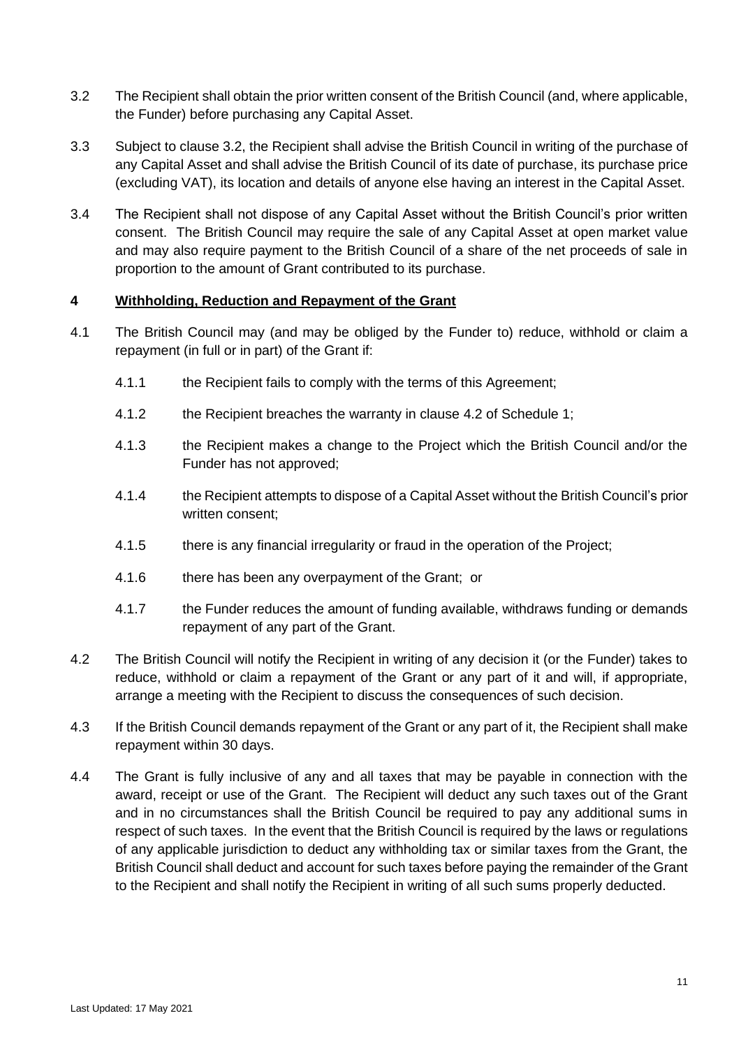3.2 The Recipient shall obtain the prior written consent of the British Council (and, where applicable, the Funder) before purchasing any Capital Asset.

3.3 Subject to clause 3.2, the Recipient shall advise the British Council in writing of the purchase of any Capital Asset and shall advise the British Council of its date of purchase, its purchase price (excluding VAT), its location and details of anyone else having an interest in the Capital Asset.

3.4 The Recipient shall not dispose of any Capital Asset without the British Council's prior written consent. The British Council may require the sale of any Capital Asset at open market value and may also require payment to the British Council of a share of the net proceeds of sale in proportion to the amount of Grant contributed to its purchase.

## 4 Withholding, Reduction and Repayment of the Grant

4.1 The British Council may (and may be obliged by the Funder to) reduce, withhold or claim a repayment (in full or in part) of the Grant if:

4.1.1 the Recipient fails to comply with the terms of this Agreement;

4.1.2 the Recipient breaches the warranty in clause 4.2 of Schedule 1;

4.1.3 the Recipient makes a change to the Project which the British Council and/or the Funder has not approved;

4.1.4 the Recipient attempts to dispose of a Capital Asset without the British Council's prior written consent;

4.1.5 there is any financial irregularity or fraud in the operation of the Project;

4.1.6 there has been any overpayment of the Grant; or

4.1.7 the Funder reduces the amount of funding available, withdraws funding or demands repayment of any part of the Grant.

4.2 The British Council will notify the Recipient in writing of any decision it (or the Funder) takes to reduce, withhold or claim a repayment of the Grant or any part of it and will, if appropriate, arrange a meeting with the Recipient to discuss the consequences of such decision.

4.3 If the British Council demands repayment of the Grant or any part of it, the Recipient shall make repayment within 30 days.

4.4 The Grant is fully inclusive of any and all taxes that may be payable in connection with the award, receipt or use of the Grant. The Recipient will deduct any such taxes out of the Grant and in no circumstances shall the British Council be required to pay any additional sums in respect of such taxes. In the event that the British Council is required by the laws or regulations of any applicable jurisdiction to deduct any withholding tax or similar taxes from the Grant, the British Council shall deduct and account for such taxes before paying the remainder of the Grant to the Recipient and shall notify the Recipient in writing of all such sums properly deducted.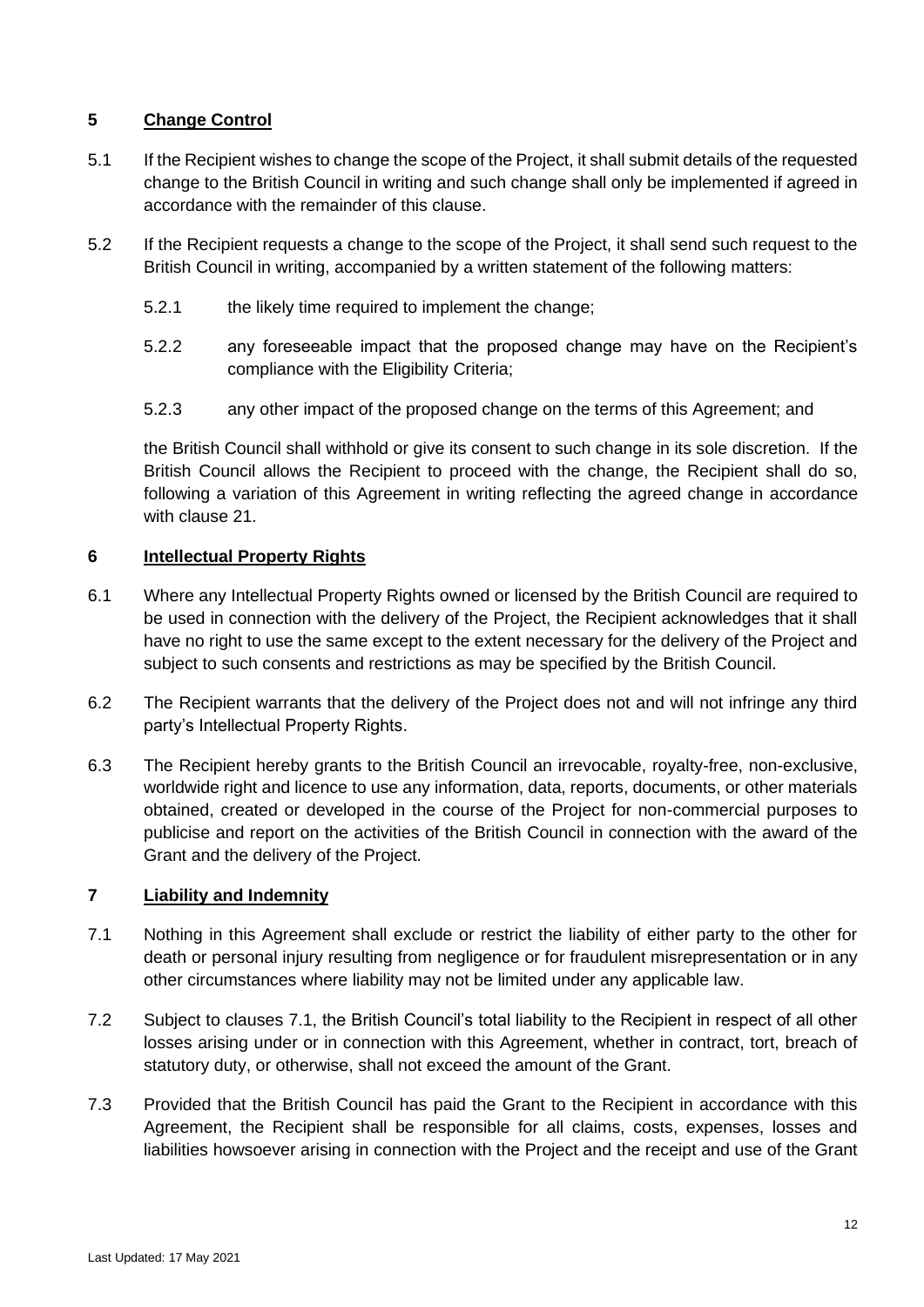## 5 Change Control

5.1 If the Recipient wishes to change the scope of the Project, it shall submit details of the requested change to the British Council in writing and such change shall only be implemented if agreed in accordance with the remainder of this clause.

5.2 If the Recipient requests a change to the scope of the Project, it shall send such request to the British Council in writing, accompanied by a written statement of the following matters:

5.2.1 the likely time required to implement the change;

5.2.2 any foreseeable impact that the proposed change may have on the Recipient's compliance with the Eligibility Criteria;

5.2.3 any other impact of the proposed change on the terms of this Agreement; and

the British Council shall withhold or give its consent to such change in its sole discretion. If the British Council allows the Recipient to proceed with the change, the Recipient shall do so, following a variation of this Agreement in writing reflecting the agreed change in accordance with clause 21.

## 6 Intellectual Property Rights

6.1 Where any Intellectual Property Rights owned or licensed by the British Council are required to be used in connection with the delivery of the Project, the Recipient acknowledges that it shall have no right to use the same except to the extent necessary for the delivery of the Project and subject to such consents and restrictions as may be specified by the British Council.

6.2 The Recipient warrants that the delivery of the Project does not and will not infringe any third party's Intellectual Property Rights.

6.3 The Recipient hereby grants to the British Council an irrevocable, royalty-free, non-exclusive, worldwide right and licence to use any information, data, reports, documents, or other materials obtained, created or developed in the course of the Project for non-commercial purposes to publicise and report on the activities of the British Council in connection with the award of the Grant and the delivery of the Project.

## 7 Liability and Indemnity

7.1 Nothing in this Agreement shall exclude or restrict the liability of either party to the other for death or personal injury resulting from negligence or for fraudulent misrepresentation or in any other circumstances where liability may not be limited under any applicable law.

7.2 Subject to clauses 7.1, the British Council's total liability to the Recipient in respect of all other losses arising under or in connection with this Agreement, whether in contract, tort, breach of statutory duty, or otherwise, shall not exceed the amount of the Grant.

7.3 Provided that the British Council has paid the Grant to the Recipient in accordance with this Agreement, the Recipient shall be responsible for all claims, costs, expenses, losses and liabilities howsoever arising in connection with the Project and the receipt and use of the Grant

Last Updated: 17 May 2021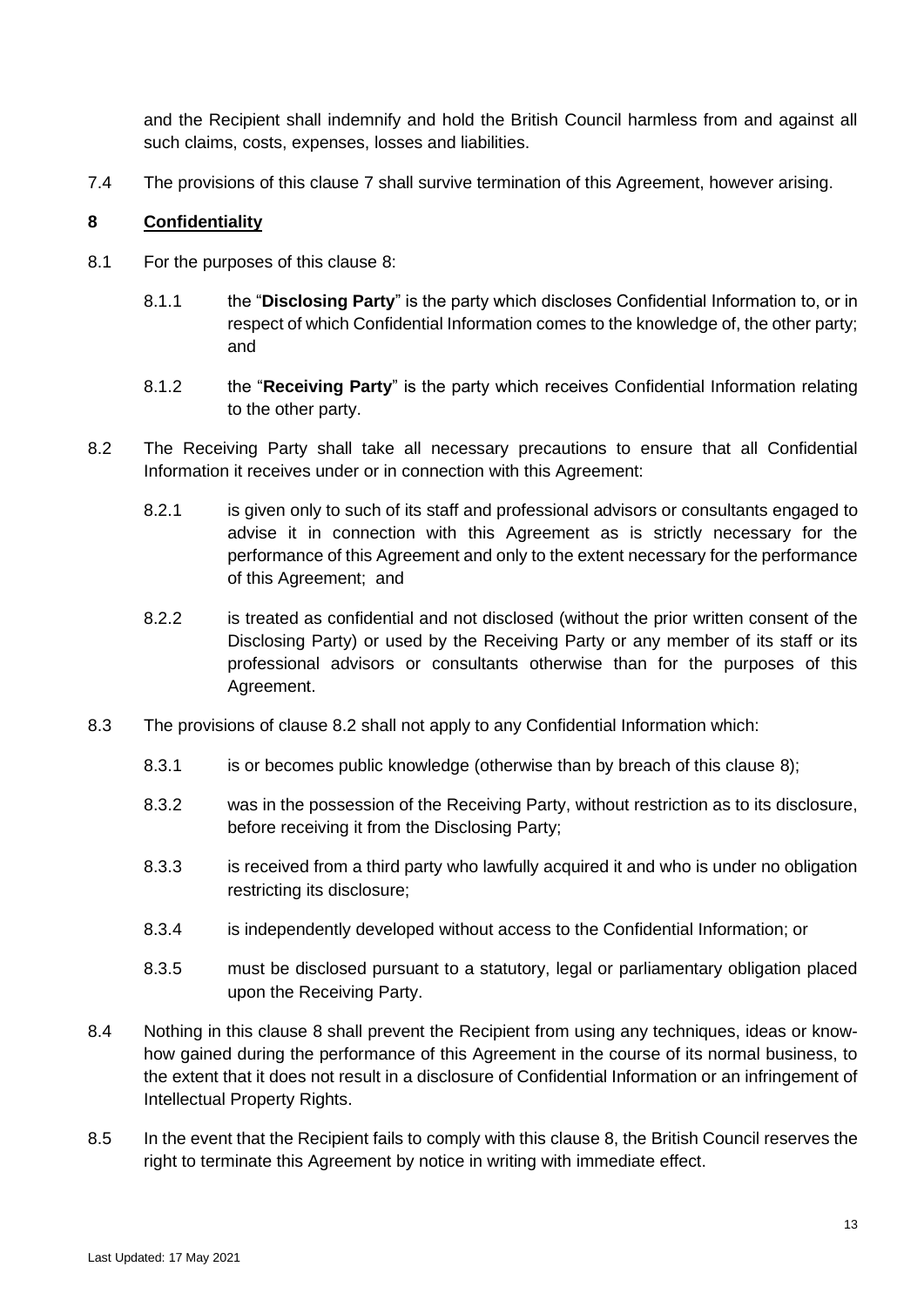and the Recipient shall indemnify and hold the British Council harmless from and against all such claims, costs, expenses, losses and liabilities.

7.4 The provisions of this clause 7 shall survive termination of this Agreement, however arising.

## 8 Confidentiality

8.1 For the purposes of this clause 8:

8.1.1 the "**Disclosing Party**" is the party which discloses Confidential Information to, or in respect of which Confidential Information comes to the knowledge of, the other party; and

8.1.2 the "**Receiving Party**" is the party which receives Confidential Information relating to the other party.

8.2 The Receiving Party shall take all necessary precautions to ensure that all Confidential Information it receives under or in connection with this Agreement:

8.2.1 is given only to such of its staff and professional advisors or consultants engaged to advise it in connection with this Agreement as is strictly necessary for the performance of this Agreement and only to the extent necessary for the performance of this Agreement; and

8.2.2 is treated as confidential and not disclosed (without the prior written consent of the Disclosing Party) or used by the Receiving Party or any member of its staff or its professional advisors or consultants otherwise than for the purposes of this Agreement.

8.3 The provisions of clause 8.2 shall not apply to any Confidential Information which:

8.3.1 is or becomes public knowledge (otherwise than by breach of this clause 8);

8.3.2 was in the possession of the Receiving Party, without restriction as to its disclosure, before receiving it from the Disclosing Party;

8.3.3 is received from a third party who lawfully acquired it and who is under no obligation restricting its disclosure;

8.3.4 is independently developed without access to the Confidential Information; or

8.3.5 must be disclosed pursuant to a statutory, legal or parliamentary obligation placed upon the Receiving Party.

8.4 Nothing in this clause 8 shall prevent the Recipient from using any techniques, ideas or know-how gained during the performance of this Agreement in the course of its normal business, to the extent that it does not result in a disclosure of Confidential Information or an infringement of Intellectual Property Rights.

8.5 In the event that the Recipient fails to comply with this clause 8, the British Council reserves the right to terminate this Agreement by notice in writing with immediate effect.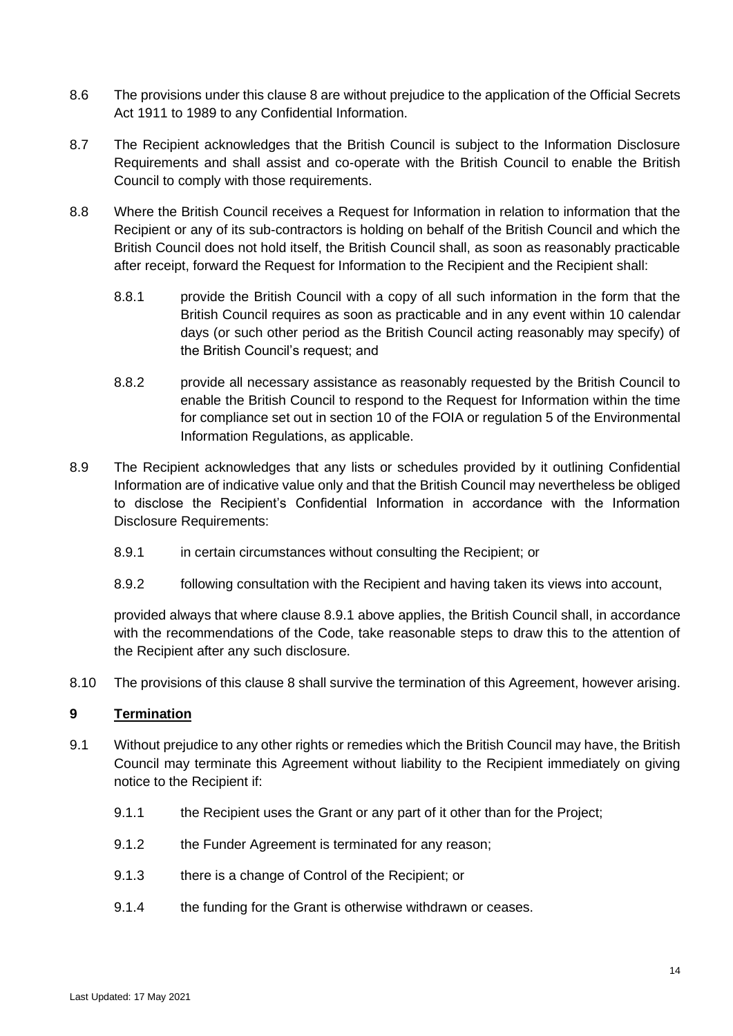8.6 The provisions under this clause 8 are without prejudice to the application of the Official Secrets Act 1911 to 1989 to any Confidential Information.

8.7 The Recipient acknowledges that the British Council is subject to the Information Disclosure Requirements and shall assist and co-operate with the British Council to enable the British Council to comply with those requirements.

8.8 Where the British Council receives a Request for Information in relation to information that the Recipient or any of its sub-contractors is holding on behalf of the British Council and which the British Council does not hold itself, the British Council shall, as soon as reasonably practicable after receipt, forward the Request for Information to the Recipient and the Recipient shall:

 8.8.1 provide the British Council with a copy of all such information in the form that the British Council requires as soon as practicable and in any event within 10 calendar days (or such other period as the British Council acting reasonably may specify) of the British Council's request; and

 8.8.2 provide all necessary assistance as reasonably requested by the British Council to enable the British Council to respond to the Request for Information within the time for compliance set out in section 10 of the FOIA or regulation 5 of the Environmental Information Regulations, as applicable.

8.9 The Recipient acknowledges that any lists or schedules provided by it outlining Confidential Information are of indicative value only and that the British Council may nevertheless be obliged to disclose the Recipient's Confidential Information in accordance with the Information Disclosure Requirements:

 8.9.1 in certain circumstances without consulting the Recipient; or

 8.9.2 following consultation with the Recipient and having taken its views into account,

provided always that where clause 8.9.1 above applies, the British Council shall, in accordance with the recommendations of the Code, take reasonable steps to draw this to the attention of the Recipient after any such disclosure.

8.10 The provisions of this clause 8 shall survive the termination of this Agreement, however arising.

## 9 Termination

9.1 Without prejudice to any other rights or remedies which the British Council may have, the British Council may terminate this Agreement without liability to the Recipient immediately on giving notice to the Recipient if:

 9.1.1 the Recipient uses the Grant or any part of it other than for the Project;

 9.1.2 the Funder Agreement is terminated for any reason;

 9.1.3 there is a change of Control of the Recipient; or

 9.1.4 the funding for the Grant is otherwise withdrawn or ceases.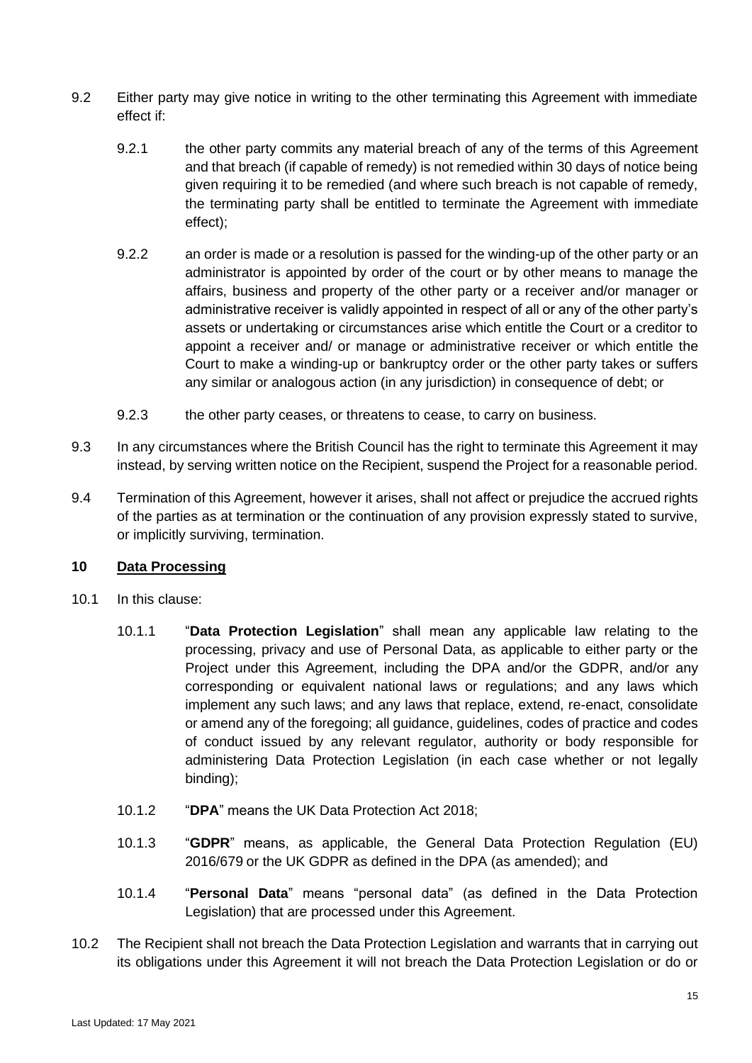9.2 Either party may give notice in writing to the other terminating this Agreement with immediate effect if:

9.2.1 the other party commits any material breach of any of the terms of this Agreement and that breach (if capable of remedy) is not remedied within 30 days of notice being given requiring it to be remedied (and where such breach is not capable of remedy, the terminating party shall be entitled to terminate the Agreement with immediate effect);

9.2.2 an order is made or a resolution is passed for the winding-up of the other party or an administrator is appointed by order of the court or by other means to manage the affairs, business and property of the other party or a receiver and/or manager or administrative receiver is validly appointed in respect of all or any of the other party's assets or undertaking or circumstances arise which entitle the Court or a creditor to appoint a receiver and/ or manage or administrative receiver or which entitle the Court to make a winding-up or bankruptcy order or the other party takes or suffers any similar or analogous action (in any jurisdiction) in consequence of debt; or

9.2.3 the other party ceases, or threatens to cease, to carry on business.

9.3 In any circumstances where the British Council has the right to terminate this Agreement it may instead, by serving written notice on the Recipient, suspend the Project for a reasonable period.

9.4 Termination of this Agreement, however it arises, shall not affect or prejudice the accrued rights of the parties as at termination or the continuation of any provision expressly stated to survive, or implicitly surviving, termination.

## 10 Data Processing

10.1 In this clause:

10.1.1 "**Data Protection Legislation**" shall mean any applicable law relating to the processing, privacy and use of Personal Data, as applicable to either party or the Project under this Agreement, including the DPA and/or the GDPR, and/or any corresponding or equivalent national laws or regulations; and any laws which implement any such laws; and any laws that replace, extend, re-enact, consolidate or amend any of the foregoing; all guidance, guidelines, codes of practice and codes of conduct issued by any relevant regulator, authority or body responsible for administering Data Protection Legislation (in each case whether or not legally binding);

10.1.2 "**DPA**" means the UK Data Protection Act 2018;

10.1.3 "**GDPR**" means, as applicable, the General Data Protection Regulation (EU) 2016/679 or the UK GDPR as defined in the DPA (as amended); and

10.1.4 "**Personal Data**" means "personal data" (as defined in the Data Protection Legislation) that are processed under this Agreement.

10.2 The Recipient shall not breach the Data Protection Legislation and warrants that in carrying out its obligations under this Agreement it will not breach the Data Protection Legislation or do or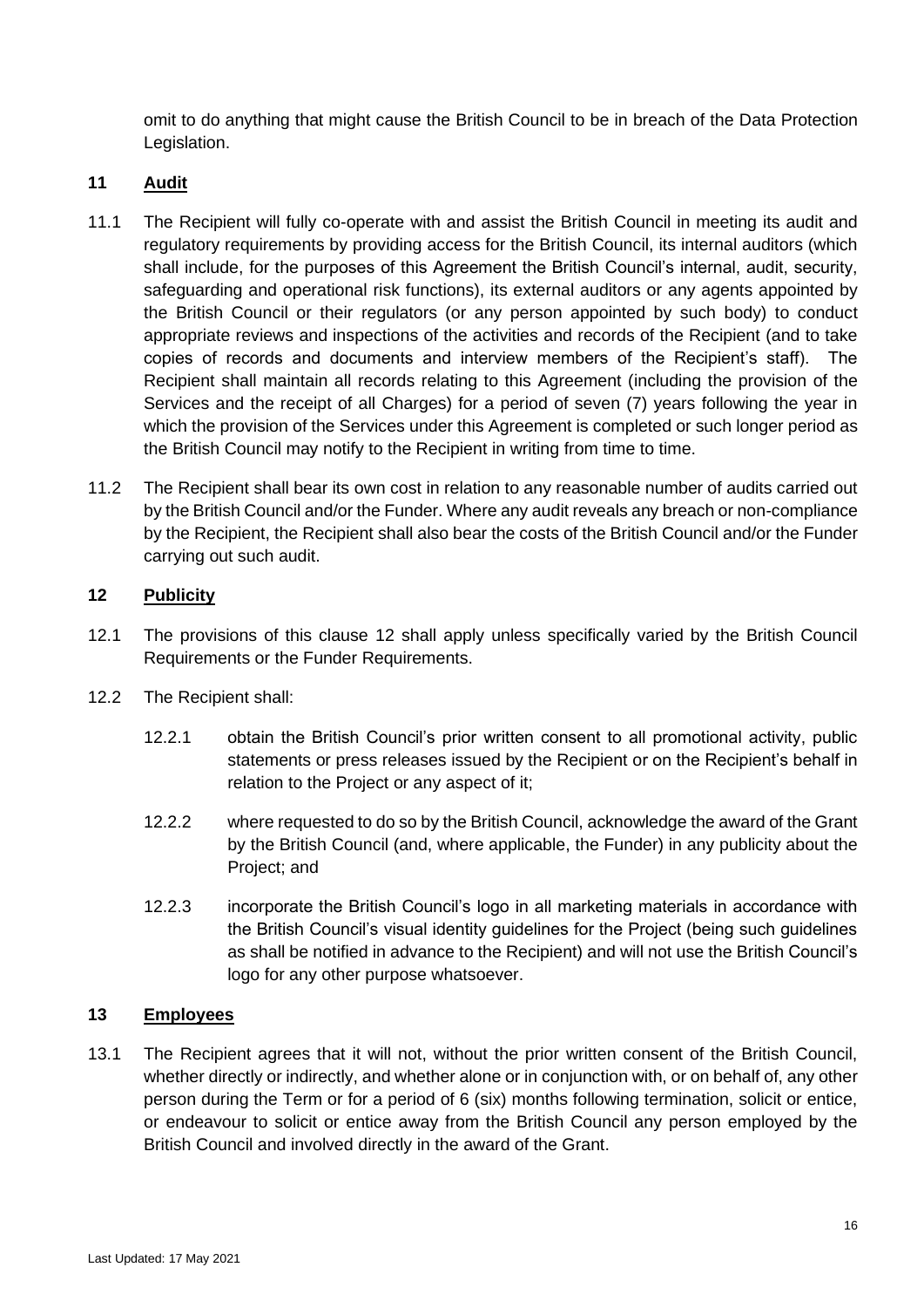omit to do anything that might cause the British Council to be in breach of the Data Protection Legislation.

## 11 Audit

11.1 The Recipient will fully co-operate with and assist the British Council in meeting its audit and regulatory requirements by providing access for the British Council, its internal auditors (which shall include, for the purposes of this Agreement the British Council's internal, audit, security, safeguarding and operational risk functions), its external auditors or any agents appointed by the British Council or their regulators (or any person appointed by such body) to conduct appropriate reviews and inspections of the activities and records of the Recipient (and to take copies of records and documents and interview members of the Recipient's staff). The Recipient shall maintain all records relating to this Agreement (including the provision of the Services and the receipt of all Charges) for a period of seven (7) years following the year in which the provision of the Services under this Agreement is completed or such longer period as the British Council may notify to the Recipient in writing from time to time.

11.2 The Recipient shall bear its own cost in relation to any reasonable number of audits carried out by the British Council and/or the Funder. Where any audit reveals any breach or non-compliance by the Recipient, the Recipient shall also bear the costs of the British Council and/or the Funder carrying out such audit.

## 12 Publicity

12.1 The provisions of this clause 12 shall apply unless specifically varied by the British Council Requirements or the Funder Requirements.

12.2 The Recipient shall:

12.2.1 obtain the British Council's prior written consent to all promotional activity, public statements or press releases issued by the Recipient or on the Recipient's behalf in relation to the Project or any aspect of it;

12.2.2 where requested to do so by the British Council, acknowledge the award of the Grant by the British Council (and, where applicable, the Funder) in any publicity about the Project; and

12.2.3 incorporate the British Council's logo in all marketing materials in accordance with the British Council's visual identity guidelines for the Project (being such guidelines as shall be notified in advance to the Recipient) and will not use the British Council's logo for any other purpose whatsoever.

## 13 Employees

13.1 The Recipient agrees that it will not, without the prior written consent of the British Council, whether directly or indirectly, and whether alone or in conjunction with, or on behalf of, any other person during the Term or for a period of 6 (six) months following termination, solicit or entice, or endeavour to solicit or entice away from the British Council any person employed by the British Council and involved directly in the award of the Grant.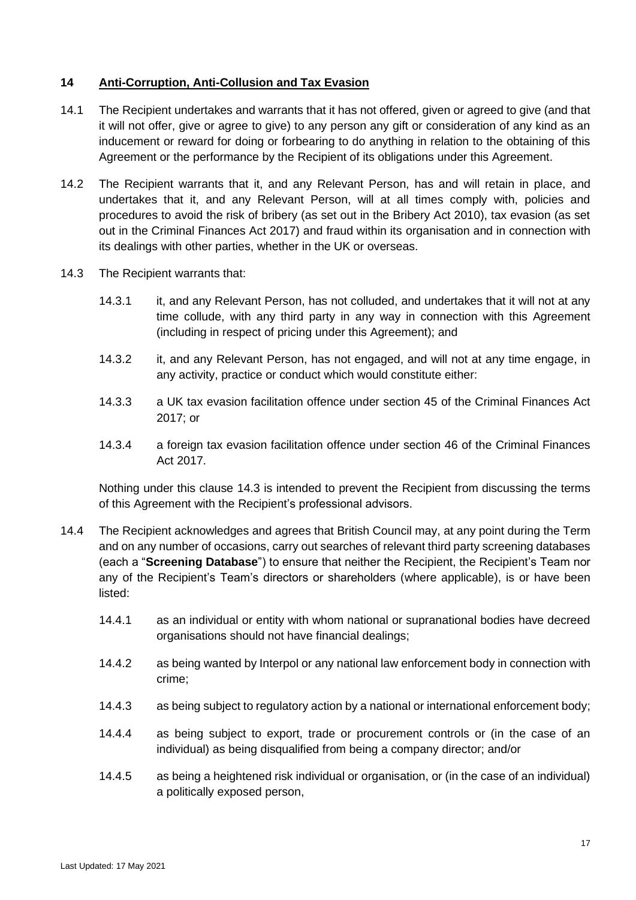## 14 Anti-Corruption, Anti-Collusion and Tax Evasion

14.1 The Recipient undertakes and warrants that it has not offered, given or agreed to give (and that it will not offer, give or agree to give) to any person any gift or consideration of any kind as an inducement or reward for doing or forbearing to do anything in relation to the obtaining of this Agreement or the performance by the Recipient of its obligations under this Agreement.

14.2 The Recipient warrants that it, and any Relevant Person, has and will retain in place, and undertakes that it, and any Relevant Person, will at all times comply with, policies and procedures to avoid the risk of bribery (as set out in the Bribery Act 2010), tax evasion (as set out in the Criminal Finances Act 2017) and fraud within its organisation and in connection with its dealings with other parties, whether in the UK or overseas.

14.3 The Recipient warrants that:

14.3.1 it, and any Relevant Person, has not colluded, and undertakes that it will not at any time collude, with any third party in any way in connection with this Agreement (including in respect of pricing under this Agreement); and

14.3.2 it, and any Relevant Person, has not engaged, and will not at any time engage, in any activity, practice or conduct which would constitute either:

14.3.3 a UK tax evasion facilitation offence under section 45 of the Criminal Finances Act 2017; or

14.3.4 a foreign tax evasion facilitation offence under section 46 of the Criminal Finances Act 2017.

Nothing under this clause 14.3 is intended to prevent the Recipient from discussing the terms of this Agreement with the Recipient's professional advisors.

14.4 The Recipient acknowledges and agrees that British Council may, at any point during the Term and on any number of occasions, carry out searches of relevant third party screening databases (each a "**Screening Database**") to ensure that neither the Recipient, the Recipient's Team nor any of the Recipient's Team's directors or shareholders (where applicable), is or have been listed:

14.4.1 as an individual or entity with whom national or supranational bodies have decreed organisations should not have financial dealings;

14.4.2 as being wanted by Interpol or any national law enforcement body in connection with crime;

14.4.3 as being subject to regulatory action by a national or international enforcement body;

14.4.4 as being subject to export, trade or procurement controls or (in the case of an individual) as being disqualified from being a company director; and/or

14.4.5 as being a heightened risk individual or organisation, or (in the case of an individual) a politically exposed person,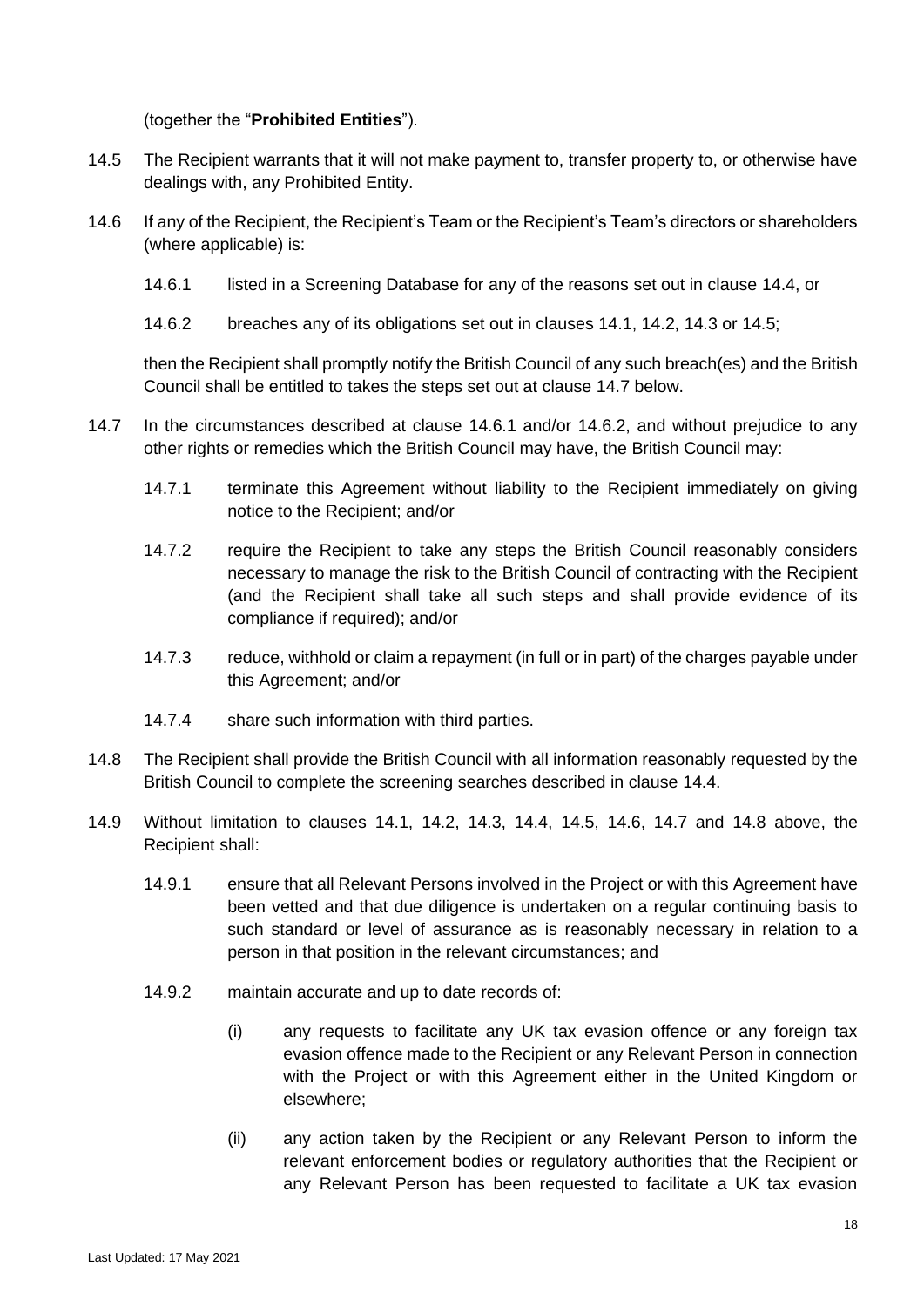(together the "**Prohibited Entities**").

14.5 The Recipient warrants that it will not make payment to, transfer property to, or otherwise have dealings with, any Prohibited Entity.

14.6 If any of the Recipient, the Recipient's Team or the Recipient's Team's directors or shareholders (where applicable) is:

14.6.1 listed in a Screening Database for any of the reasons set out in clause 14.4, or

14.6.2 breaches any of its obligations set out in clauses 14.1, 14.2, 14.3 or 14.5;

then the Recipient shall promptly notify the British Council of any such breach(es) and the British Council shall be entitled to takes the steps set out at clause 14.7 below.

14.7 In the circumstances described at clause 14.6.1 and/or 14.6.2, and without prejudice to any other rights or remedies which the British Council may have, the British Council may:

14.7.1 terminate this Agreement without liability to the Recipient immediately on giving notice to the Recipient; and/or

14.7.2 require the Recipient to take any steps the British Council reasonably considers necessary to manage the risk to the British Council of contracting with the Recipient (and the Recipient shall take all such steps and shall provide evidence of its compliance if required); and/or

14.7.3 reduce, withhold or claim a repayment (in full or in part) of the charges payable under this Agreement; and/or

14.7.4 share such information with third parties.

14.8 The Recipient shall provide the British Council with all information reasonably requested by the British Council to complete the screening searches described in clause 14.4.

14.9 Without limitation to clauses 14.1, 14.2, 14.3, 14.4, 14.5, 14.6, 14.7 and 14.8 above, the Recipient shall:

14.9.1 ensure that all Relevant Persons involved in the Project or with this Agreement have been vetted and that due diligence is undertaken on a regular continuing basis to such standard or level of assurance as is reasonably necessary in relation to a person in that position in the relevant circumstances; and

14.9.2 maintain accurate and up to date records of:

(i) any requests to facilitate any UK tax evasion offence or any foreign tax evasion offence made to the Recipient or any Relevant Person in connection with the Project or with this Agreement either in the United Kingdom or elsewhere;

(ii) any action taken by the Recipient or any Relevant Person to inform the relevant enforcement bodies or regulatory authorities that the Recipient or any Relevant Person has been requested to facilitate a UK tax evasion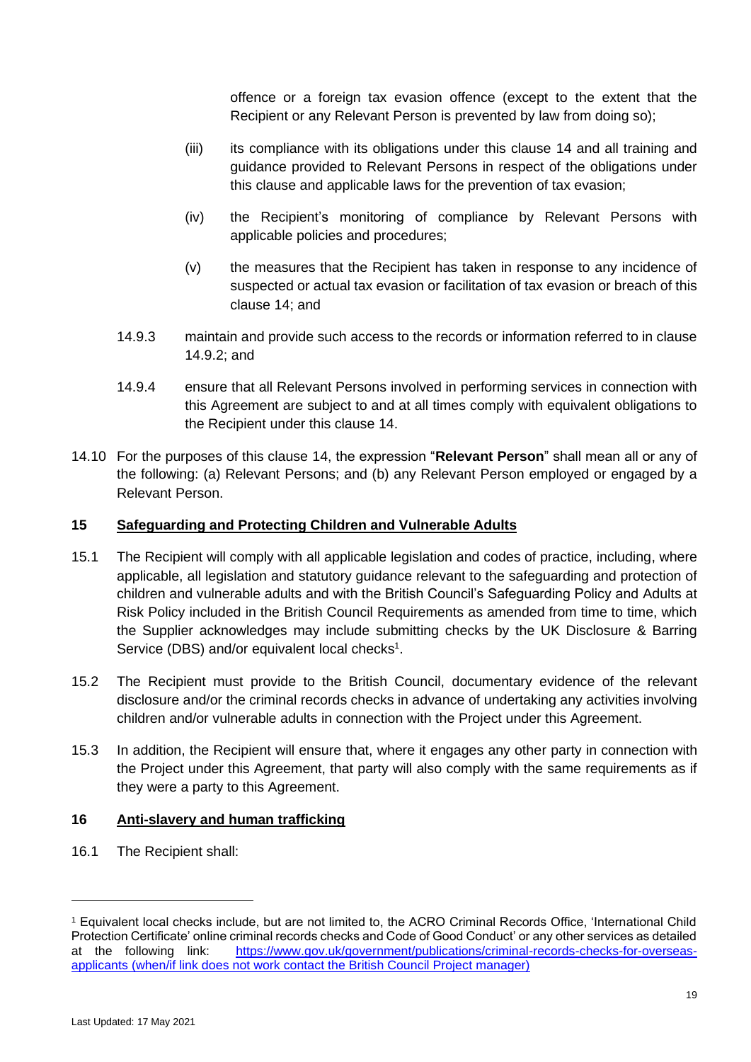offence or a foreign tax evasion offence (except to the extent that the Recipient or any Relevant Person is prevented by law from doing so);

(iii) its compliance with its obligations under this clause 14 and all training and guidance provided to Relevant Persons in respect of the obligations under this clause and applicable laws for the prevention of tax evasion;

(iv) the Recipient's monitoring of compliance by Relevant Persons with applicable policies and procedures;

(v) the measures that the Recipient has taken in response to any incidence of suspected or actual tax evasion or facilitation of tax evasion or breach of this clause 14; and

14.9.3 maintain and provide such access to the records or information referred to in clause 14.9.2; and

14.9.4 ensure that all Relevant Persons involved in performing services in connection with this Agreement are subject to and at all times comply with equivalent obligations to the Recipient under this clause 14.

14.10 For the purposes of this clause 14, the expression "**Relevant Person**" shall mean all or any of the following: (a) Relevant Persons; and (b) any Relevant Person employed or engaged by a Relevant Person.

## 15 Safeguarding and Protecting Children and Vulnerable Adults

15.1 The Recipient will comply with all applicable legislation and codes of practice, including, where applicable, all legislation and statutory guidance relevant to the safeguarding and protection of children and vulnerable adults and with the British Council's Safeguarding Policy and Adults at Risk Policy included in the British Council Requirements as amended from time to time, which the Supplier acknowledges may include submitting checks by the UK Disclosure & Barring Service (DBS) and/or equivalent local checks[1].

15.2 The Recipient must provide to the British Council, documentary evidence of the relevant disclosure and/or the criminal records checks in advance of undertaking any activities involving children and/or vulnerable adults in connection with the Project under this Agreement.

15.3 In addition, the Recipient will ensure that, where it engages any other party in connection with the Project under this Agreement, that party will also comply with the same requirements as if they were a party to this Agreement.

## 16 Anti-slavery and human trafficking

16.1 The Recipient shall:

---

[1] Equivalent local checks include, but are not limited to, the ACRO Criminal Records Office, 'International Child Protection Certificate' online criminal records checks and Code of Good Conduct' or any other services as detailed at the following link: https://www.gov.uk/government/publications/criminal-records-checks-for-overseas-applicants (when/if link does not work contact the British Council Project manager)

Last Updated: 17 May 2021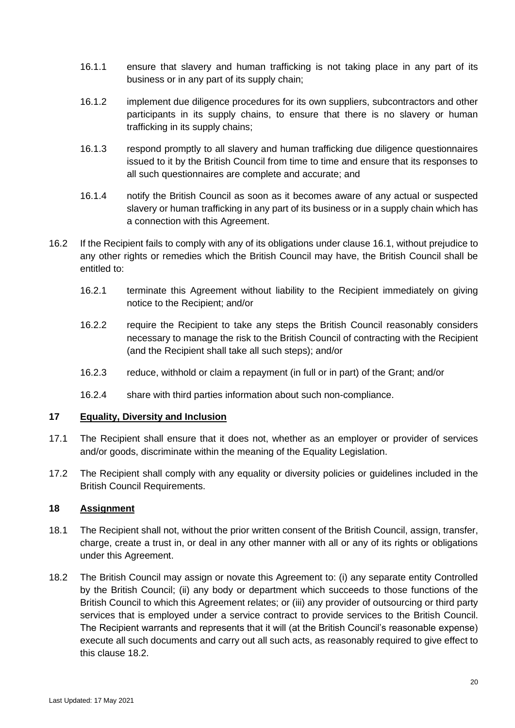16.1.1 ensure that slavery and human trafficking is not taking place in any part of its business or in any part of its supply chain;

16.1.2 implement due diligence procedures for its own suppliers, subcontractors and other participants in its supply chains, to ensure that there is no slavery or human trafficking in its supply chains;

16.1.3 respond promptly to all slavery and human trafficking due diligence questionnaires issued to it by the British Council from time to time and ensure that its responses to all such questionnaires are complete and accurate; and

16.1.4 notify the British Council as soon as it becomes aware of any actual or suspected slavery or human trafficking in any part of its business or in a supply chain which has a connection with this Agreement.

16.2 If the Recipient fails to comply with any of its obligations under clause 16.1, without prejudice to any other rights or remedies which the British Council may have, the British Council shall be entitled to:

16.2.1 terminate this Agreement without liability to the Recipient immediately on giving notice to the Recipient; and/or

16.2.2 require the Recipient to take any steps the British Council reasonably considers necessary to manage the risk to the British Council of contracting with the Recipient (and the Recipient shall take all such steps); and/or

16.2.3 reduce, withhold or claim a repayment (in full or in part) of the Grant; and/or

16.2.4 share with third parties information about such non-compliance.

## 17 Equality, Diversity and Inclusion

17.1 The Recipient shall ensure that it does not, whether as an employer or provider of services and/or goods, discriminate within the meaning of the Equality Legislation.

17.2 The Recipient shall comply with any equality or diversity policies or guidelines included in the British Council Requirements.

## 18 Assignment

18.1 The Recipient shall not, without the prior written consent of the British Council, assign, transfer, charge, create a trust in, or deal in any other manner with all or any of its rights or obligations under this Agreement.

18.2 The British Council may assign or novate this Agreement to: (i) any separate entity Controlled by the British Council; (ii) any body or department which succeeds to those functions of the British Council to which this Agreement relates; or (iii) any provider of outsourcing or third party services that is employed under a service contract to provide services to the British Council. The Recipient warrants and represents that it will (at the British Council's reasonable expense) execute all such documents and carry out all such acts, as reasonably required to give effect to this clause 18.2.

Last Updated: 17 May 2021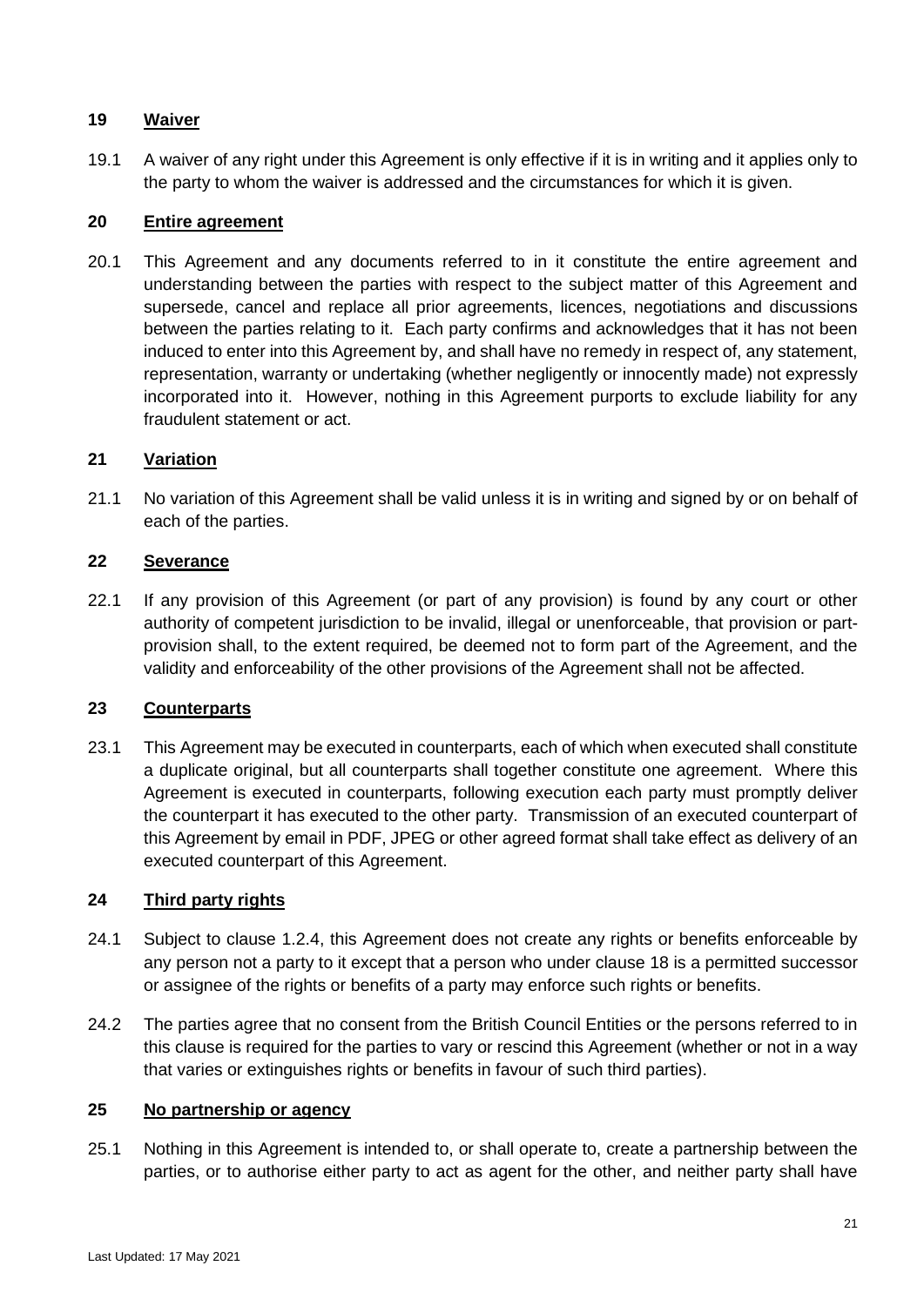## 19 Waiver

19.1 A waiver of any right under this Agreement is only effective if it is in writing and it applies only to the party to whom the waiver is addressed and the circumstances for which it is given.

## 20 Entire agreement

20.1 This Agreement and any documents referred to in it constitute the entire agreement and understanding between the parties with respect to the subject matter of this Agreement and supersede, cancel and replace all prior agreements, licences, negotiations and discussions between the parties relating to it. Each party confirms and acknowledges that it has not been induced to enter into this Agreement by, and shall have no remedy in respect of, any statement, representation, warranty or undertaking (whether negligently or innocently made) not expressly incorporated into it. However, nothing in this Agreement purports to exclude liability for any fraudulent statement or act.

## 21 Variation

21.1 No variation of this Agreement shall be valid unless it is in writing and signed by or on behalf of each of the parties.

## 22 Severance

22.1 If any provision of this Agreement (or part of any provision) is found by any court or other authority of competent jurisdiction to be invalid, illegal or unenforceable, that provision or part-provision shall, to the extent required, be deemed not to form part of the Agreement, and the validity and enforceability of the other provisions of the Agreement shall not be affected.

## 23 Counterparts

23.1 This Agreement may be executed in counterparts, each of which when executed shall constitute a duplicate original, but all counterparts shall together constitute one agreement. Where this Agreement is executed in counterparts, following execution each party must promptly deliver the counterpart it has executed to the other party. Transmission of an executed counterpart of this Agreement by email in PDF, JPEG or other agreed format shall take effect as delivery of an executed counterpart of this Agreement.

## 24 Third party rights

24.1 Subject to clause 1.2.4, this Agreement does not create any rights or benefits enforceable by any person not a party to it except that a person who under clause 18 is a permitted successor or assignee of the rights or benefits of a party may enforce such rights or benefits.

24.2 The parties agree that no consent from the British Council Entities or the persons referred to in this clause is required for the parties to vary or rescind this Agreement (whether or not in a way that varies or extinguishes rights or benefits in favour of such third parties).

## 25 No partnership or agency

25.1 Nothing in this Agreement is intended to, or shall operate to, create a partnership between the parties, or to authorise either party to act as agent for the other, and neither party shall have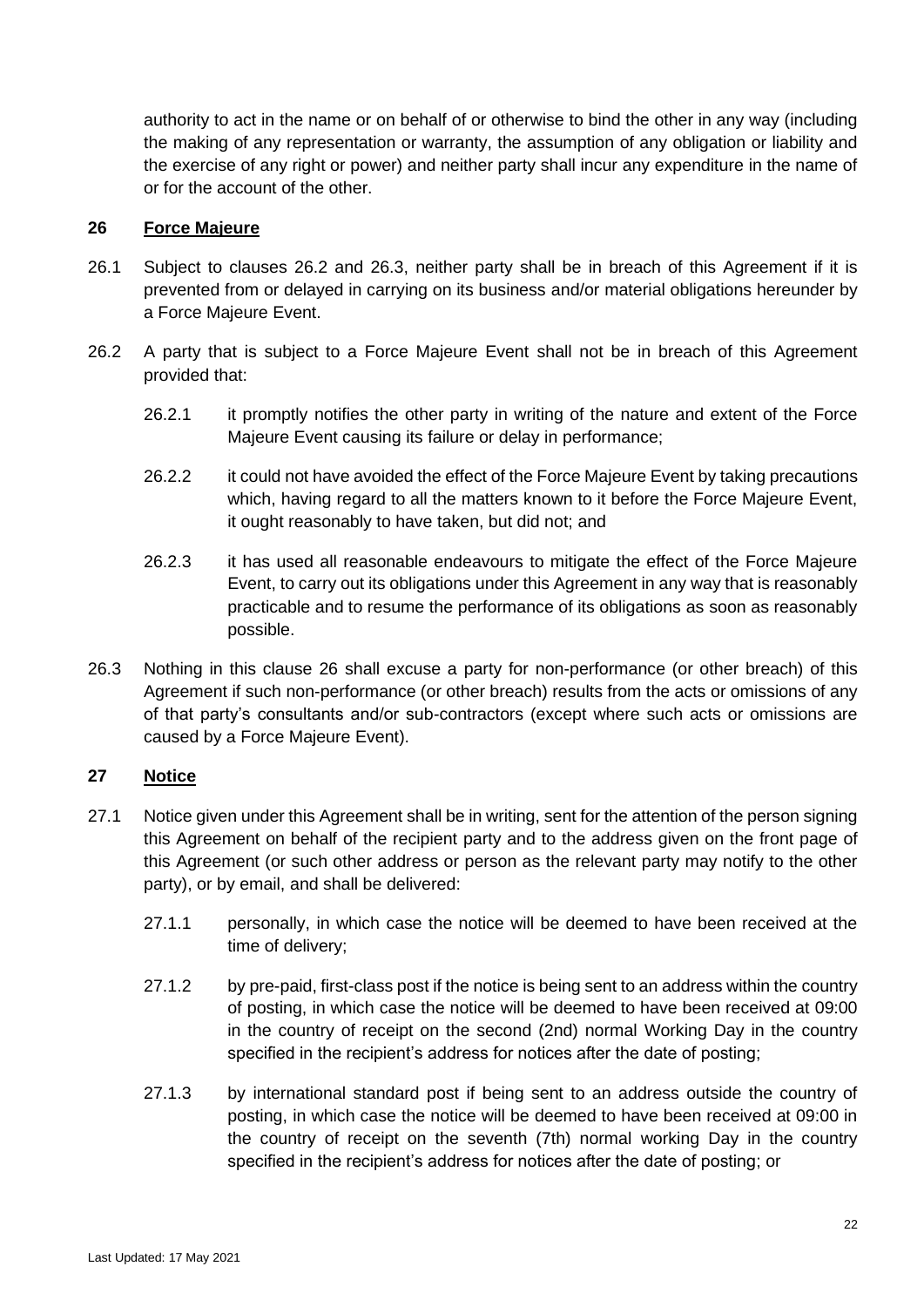authority to act in the name or on behalf of or otherwise to bind the other in any way (including the making of any representation or warranty, the assumption of any obligation or liability and the exercise of any right or power) and neither party shall incur any expenditure in the name of or for the account of the other.

## 26 Force Majeure

26.1 Subject to clauses 26.2 and 26.3, neither party shall be in breach of this Agreement if it is prevented from or delayed in carrying on its business and/or material obligations hereunder by a Force Majeure Event.

26.2 A party that is subject to a Force Majeure Event shall not be in breach of this Agreement provided that:

26.2.1 it promptly notifies the other party in writing of the nature and extent of the Force Majeure Event causing its failure or delay in performance;

26.2.2 it could not have avoided the effect of the Force Majeure Event by taking precautions which, having regard to all the matters known to it before the Force Majeure Event, it ought reasonably to have taken, but did not; and

26.2.3 it has used all reasonable endeavours to mitigate the effect of the Force Majeure Event, to carry out its obligations under this Agreement in any way that is reasonably practicable and to resume the performance of its obligations as soon as reasonably possible.

26.3 Nothing in this clause 26 shall excuse a party for non-performance (or other breach) of this Agreement if such non-performance (or other breach) results from the acts or omissions of any of that party's consultants and/or sub-contractors (except where such acts or omissions are caused by a Force Majeure Event).

## 27 Notice

27.1 Notice given under this Agreement shall be in writing, sent for the attention of the person signing this Agreement on behalf of the recipient party and to the address given on the front page of this Agreement (or such other address or person as the relevant party may notify to the other party), or by email, and shall be delivered:

27.1.1 personally, in which case the notice will be deemed to have been received at the time of delivery;

27.1.2 by pre-paid, first-class post if the notice is being sent to an address within the country of posting, in which case the notice will be deemed to have been received at 09:00 in the country of receipt on the second (2nd) normal Working Day in the country specified in the recipient's address for notices after the date of posting;

27.1.3 by international standard post if being sent to an address outside the country of posting, in which case the notice will be deemed to have been received at 09:00 in the country of receipt on the seventh (7th) normal working Day in the country specified in the recipient's address for notices after the date of posting; or

Last Updated: 17 May 2021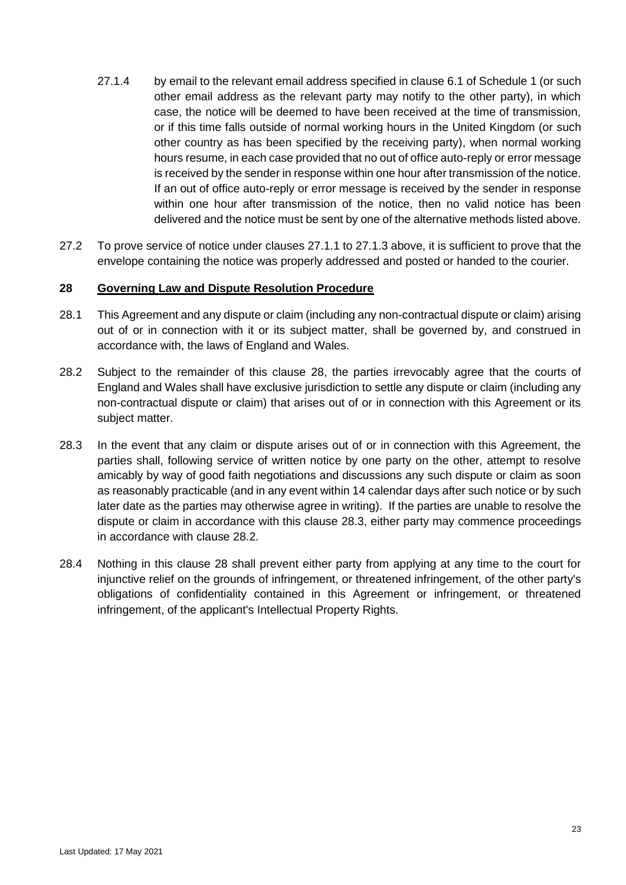27.1.4 by email to the relevant email address specified in clause 6.1 of Schedule 1 (or such other email address as the relevant party may notify to the other party), in which case, the notice will be deemed to have been received at the time of transmission, or if this time falls outside of normal working hours in the United Kingdom (or such other country as has been specified by the receiving party), when normal working hours resume, in each case provided that no out of office auto-reply or error message is received by the sender in response within one hour after transmission of the notice. If an out of office auto-reply or error message is received by the sender in response within one hour after transmission of the notice, then no valid notice has been delivered and the notice must be sent by one of the alternative methods listed above.

27.2 To prove service of notice under clauses 27.1.1 to 27.1.3 above, it is sufficient to prove that the envelope containing the notice was properly addressed and posted or handed to the courier.

## 28 <u>Governing Law and Dispute Resolution Procedure</u>

28.1 This Agreement and any dispute or claim (including any non-contractual dispute or claim) arising out of or in connection with it or its subject matter, shall be governed by, and construed in accordance with, the laws of England and Wales.

28.2 Subject to the remainder of this clause 28, the parties irrevocably agree that the courts of England and Wales shall have exclusive jurisdiction to settle any dispute or claim (including any non-contractual dispute or claim) that arises out of or in connection with this Agreement or its subject matter.

28.3 In the event that any claim or dispute arises out of or in connection with this Agreement, the parties shall, following service of written notice by one party on the other, attempt to resolve amicably by way of good faith negotiations and discussions any such dispute or claim as soon as reasonably practicable (and in any event within 14 calendar days after such notice or by such later date as the parties may otherwise agree in writing). If the parties are unable to resolve the dispute or claim in accordance with this clause 28.3, either party may commence proceedings in accordance with clause 28.2.

28.4 Nothing in this clause 28 shall prevent either party from applying at any time to the court for injunctive relief on the grounds of infringement, or threatened infringement, of the other party's obligations of confidentiality contained in this Agreement or infringement, or threatened infringement, of the applicant's Intellectual Property Rights.

Last Updated: 17 May 2021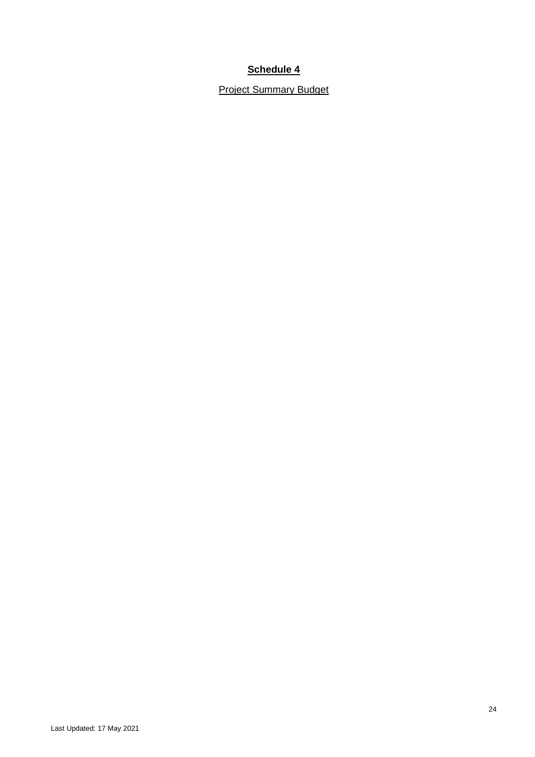**Schedule 4**

Project Summary Budget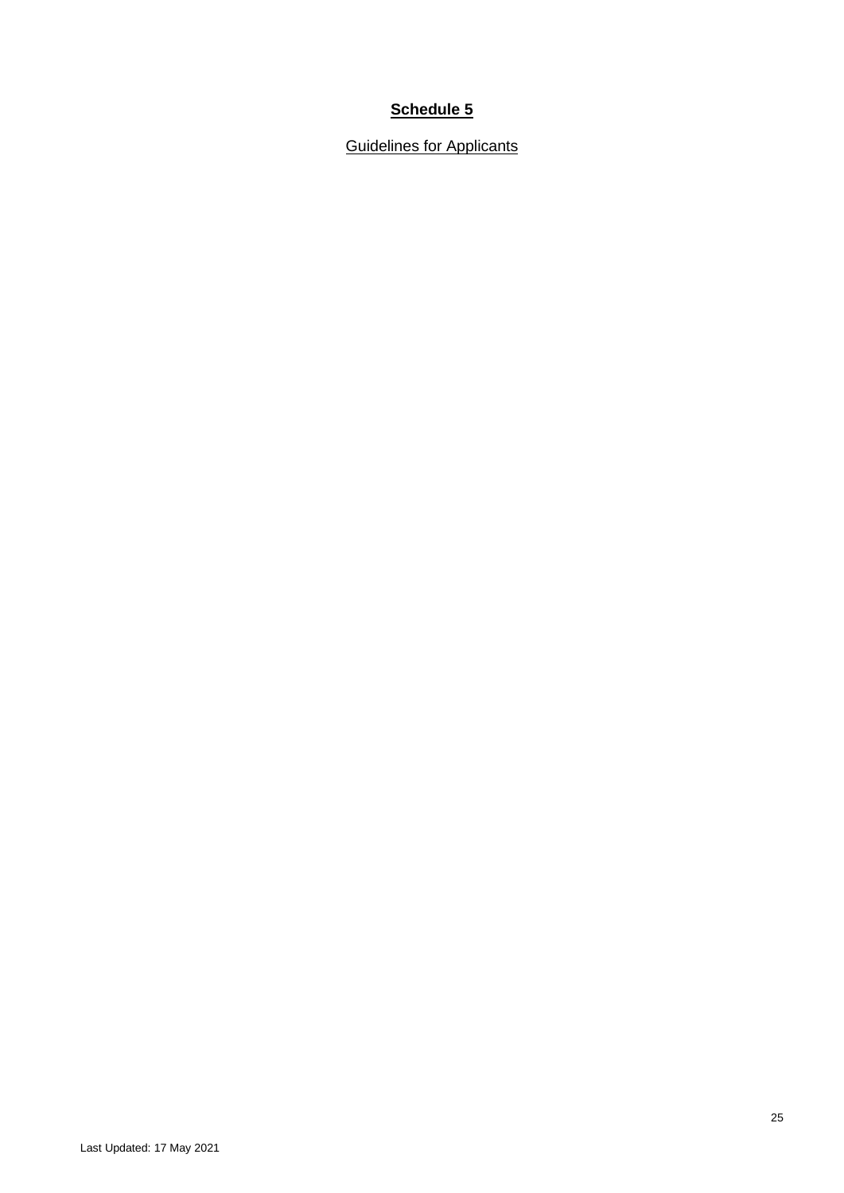**Schedule 5**

Guidelines for Applicants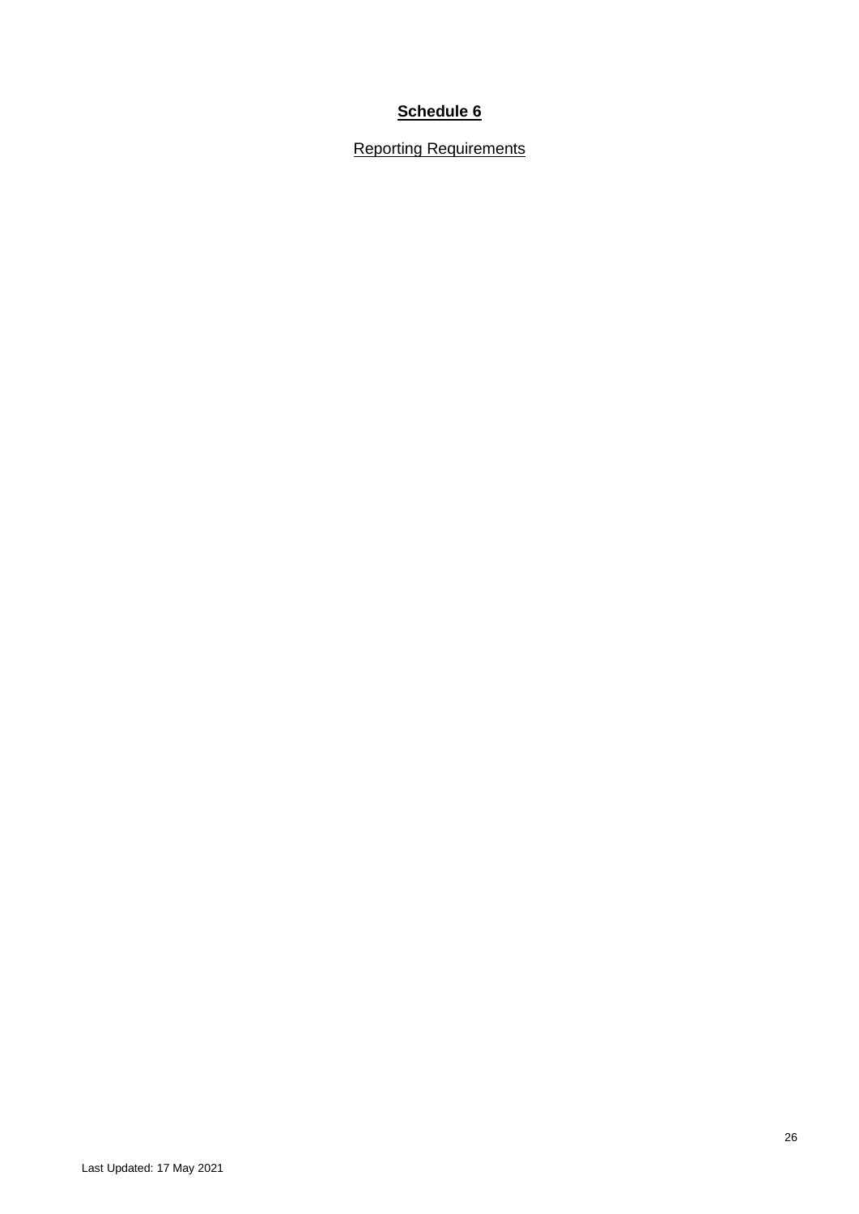# **Schedule 6**

Reporting Requirements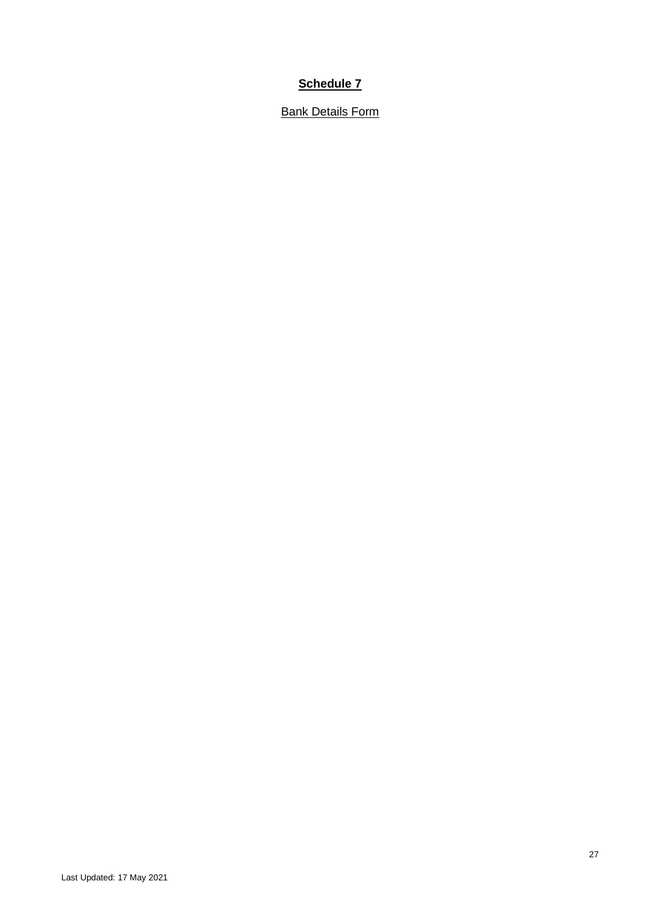# **Schedule 7**

Bank Details Form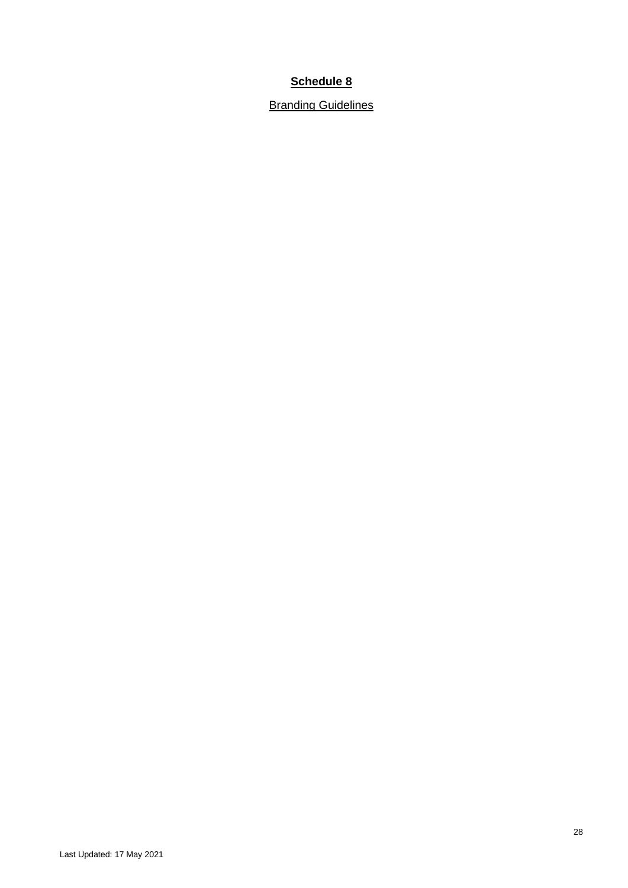# **Schedule 8**

Branding Guidelines